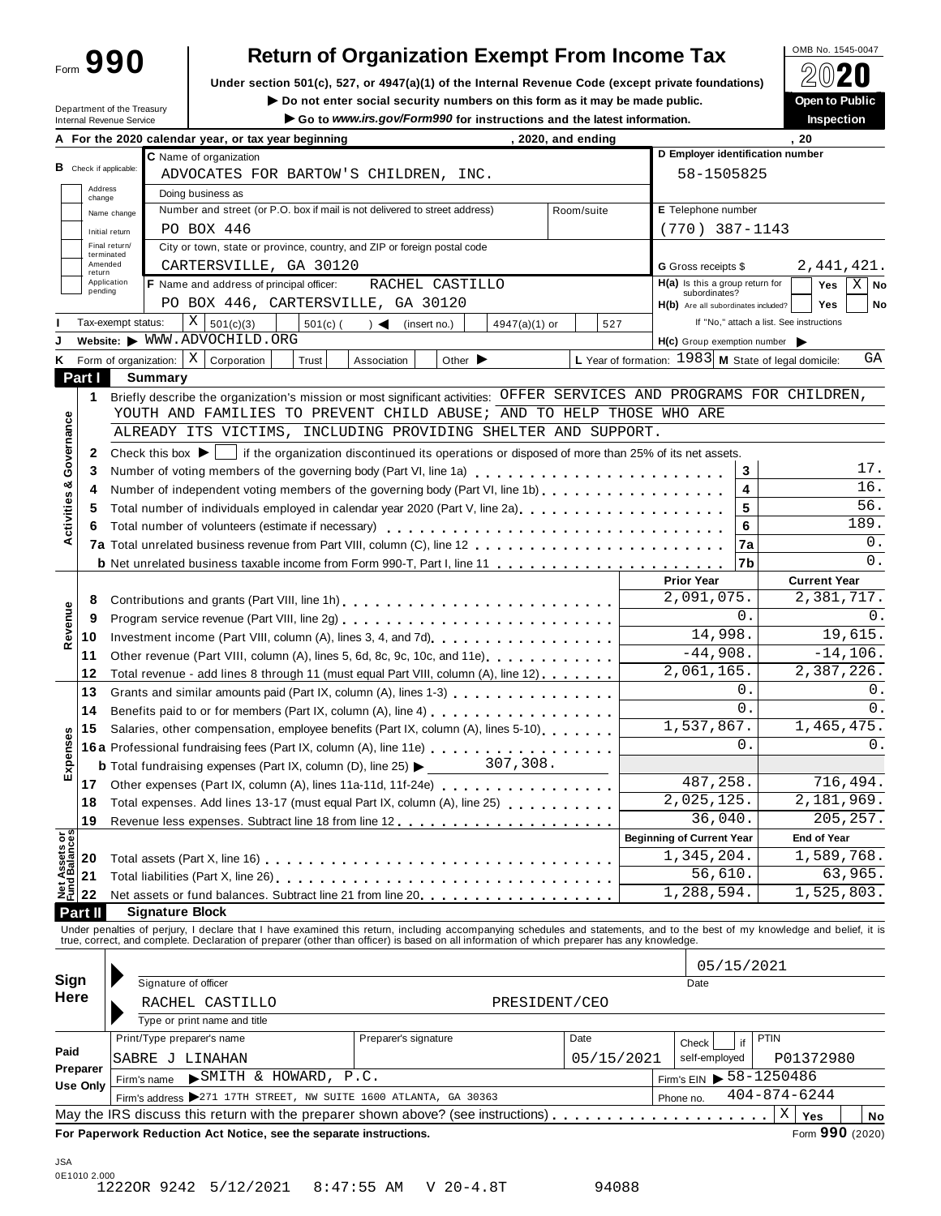Form **990**

# Return of Organization Exempt From Income Tax

**Under section 501(c), 527, or 4947(a)(1) of the Internal Revenue Code (except private foundations)**

▶ Do not enter social security numbers on this form as it may be made public.

▶ Go to *www.irs.gov/Form990* for instructions and the latest information.

Department of the Treasury
Internal Revenue Service

OMB No. 1545-0047

**2020**

**Open to Public Inspection**

**A** For the 2020 calendar year, or tax year beginning , 2020, and ending , 20

**B** Check if applicable: Address change / Name change / Initial return / Final return/terminated / Amended return / Application pending

**C** Name of organization: ADVOCATES FOR BARTOW'S CHILDREN, INC.

Doing business as

Number and street (or P.O. box if mail is not delivered to street address): PO BOX 446 — Room/suite

City or town, state or province, country, and ZIP or foreign postal code: CARTERSVILLE, GA 30120

**D** Employer identification number: 58-1505825

**E** Telephone number: (770) 387-1143

**G** Gross receipts $ 2,441,421.

**F** Name and address of principal officer: RACHEL CASTILLO, PO BOX 446, CARTERSVILLE, GA 30120

**H(a)** Is this a group return for subordinates? Yes [ ] No [X]

**H(b)** Are all subordinates included? Yes [ ] No [ ]
If "No," attach a list. See instructions

**I** Tax-exempt status: [X] 501(c)(3) [ ] 501(c) ( ) ◀ (insert no.) [ ] 4947(a)(1) or [ ] 527

**J** Website: ▶ WWW.ADVOCHILD.ORG

**H(c)** Group exemption number ▶

**K** Form of organization: [X] Corporation [ ] Trust [ ] Association [ ] Other ▶

**L** Year of formation: 1983 **M** State of legal domicile: GA

## Part I Summary

**Activities & Governance**

1. Briefly describe the organization's mission or most significant activities: OFFER SERVICES AND PROGRAMS FOR CHILDREN, YOUTH AND FAMILIES TO PREVENT CHILD ABUSE; AND TO HELP THOSE WHO ARE ALREADY ITS VICTIMS, INCLUDING PROVIDING SHELTER AND SUPPORT.
2. Check this box ▶ [ ] if the organization discontinued its operations or disposed of more than 25% of its net assets.

| | | | |
|---|---|---|---|
| 3 | Number of voting members of the governing body (Part VI, line 1a) | 3 | 17. |
| 4 | Number of independent voting members of the governing body (Part VI, line 1b) | 4 | 16. |
| 5 | Total number of individuals employed in calendar year 2020 (Part V, line 2a) | 5 | 56. |
| 6 | Total number of volunteers (estimate if necessary) | 6 | 189. |
| 7a | Total unrelated business revenue from Part VIII, column (C), line 12 | 7a | 0. |
| b | Net unrelated business taxable income from Form 990-T, Part I, line 11 | 7b | 0. |

| | | | Prior Year | Current Year |
|---|---|---|---|---|
| **Revenue** | 8 | Contributions and grants (Part VIII, line 1h) | 2,091,075. | 2,381,717. |
| | 9 | Program service revenue (Part VIII, line 2g) | 0. | 0. |
| | 10 | Investment income (Part VIII, column (A), lines 3, 4, and 7d) | 14,998. | 19,615. |
| | 11 | Other revenue (Part VIII, column (A), lines 5, 6d, 8c, 9c, 10c, and 11e) | -44,908. | -14,106. |
| | 12 | Total revenue - add lines 8 through 11 (must equal Part VIII, column (A), line 12) | 2,061,165. | 2,387,226. |
| **Expenses** | 13 | Grants and similar amounts paid (Part IX, column (A), lines 1-3) | 0. | 0. |
| | 14 | Benefits paid to or for members (Part IX, column (A), line 4) | 0. | 0. |
| | 15 | Salaries, other compensation, employee benefits (Part IX, column (A), lines 5-10) | 1,537,867. | 1,465,475. |
| | 16a | Professional fundraising fees (Part IX, column (A), line 11e) | 0. | 0. |
| | b | Total fundraising expenses (Part IX, column (D), line 25) ▶ 307,308. | | |
| | 17 | Other expenses (Part IX, column (A), lines 11a-11d, 11f-24e) | 487,258. | 716,494. |
| | 18 | Total expenses. Add lines 13-17 (must equal Part IX, column (A), line 25) | 2,025,125. | 2,181,969. |
| | 19 | Revenue less expenses. Subtract line 18 from line 12 | 36,040. | 205,257. |
| | | | **Beginning of Current Year** | **End of Year** |
| **Net Assets or Fund Balances** | 20 | Total assets (Part X, line 16) | 1,345,204. | 1,589,768. |
| | 21 | Total liabilities (Part X, line 26) | 56,610. | 63,965. |
| | 22 | Net assets or fund balances. Subtract line 21 from line 20 | 1,288,594. | 1,525,803. |

## Part II Signature Block

Under penalties of perjury, I declare that I have examined this return, including accompanying schedules and statements, and to the best of my knowledge and belief, it is true, correct, and complete. Declaration of preparer (other than officer) is based on all information of which preparer has any knowledge.

**Sign Here**

Signature of officer — Date: 05/15/2021

RACHEL CASTILLO — PRESIDENT/CEO
Type or print name and title

**Paid Preparer Use Only**

| Print/Type preparer's name | Preparer's signature | Date | Check [ ] if self-employed | PTIN |
|---|---|---|---|---|
| SABRE J LINAHAN | | 05/15/2021 | | P01372980 |

Firm's name ▶ SMITH & HOWARD, P.C. — Firm's EIN ▶ 58-1250486

Firm's address ▶ 271 17TH STREET, NW SUITE 1600 ATLANTA, GA 30363 — Phone no. 404-874-6244

May the IRS discuss this return with the preparer shown above? (see instructions) [X] Yes [ ] No

**For Paperwork Reduction Act Notice, see the separate instructions.** Form **990** (2020)

JSA
0E1010 2.000
1222OR 9242 5/12/2021 8:47:55 AM V 20-4.8T 94088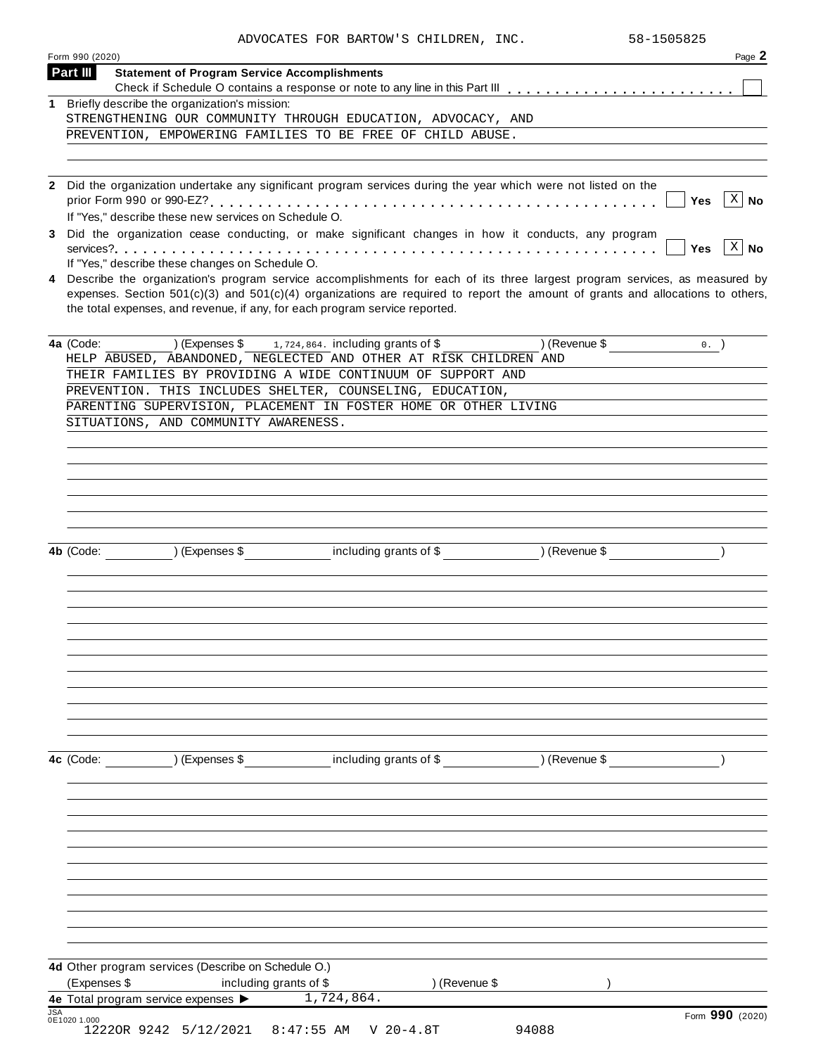ADVOCATES FOR BARTOW'S CHILDREN, INC. 58-1505825

Form 990 (2020) Page **2**

## Part III Statement of Program Service Accomplishments

Check if Schedule O contains a response or note to any line in this Part III . . . . . . . . . . . . . . . . . . . . . . . . ☐

**1** Briefly describe the organization's mission:

STRENGTHENING OUR COMMUNITY THROUGH EDUCATION, ADVOCACY, AND PREVENTION, EMPOWERING FAMILIES TO BE FREE OF CHILD ABUSE.

**2** Did the organization undertake any significant program services during the year which were not listed on the prior Form 990 or 990-EZ? . . . . . . . . . . . . . . . . . . . . . . . . . . . . . . . . . . . . . . . . . ☐ Yes ☒ No

If "Yes," describe these new services on Schedule O.

**3** Did the organization cease conducting, or make significant changes in how it conducts, any program services? . . . . . . . . . . . . . . . . . . . . . . . . . . . . . . . . . . . . . . . . . . . . . . . . . . . . ☐ Yes ☒ No

If "Yes," describe these changes on Schedule O.

**4** Describe the organization's program service accomplishments for each of its three largest program services, as measured by expenses. Section 501(c)(3) and 501(c)(4) organizations are required to report the amount of grants and allocations to others, the total expenses, and revenue, if any, for each program service reported.

**4a** (Code: ) (Expenses $ 1,724,864. including grants of $ ) (Revenue $ 0. )

HELP ABUSED, ABANDONED, NEGLECTED AND OTHER AT RISK CHILDREN AND THEIR FAMILIES BY PROVIDING A WIDE CONTINUUM OF SUPPORT AND PREVENTION. THIS INCLUDES SHELTER, COUNSELING, EDUCATION, PARENTING SUPERVISION, PLACEMENT IN FOSTER HOME OR OTHER LIVING SITUATIONS, AND COMMUNITY AWARENESS.

**4b** (Code: ) (Expenses $ including grants of $ ) (Revenue $ )

**4c** (Code: ) (Expenses $ including grants of $ ) (Revenue $ )

**4d** Other program services (Describe on Schedule O.)

(Expenses $ including grants of $ ) (Revenue $ )

**4e** Total program service expenses ▶ 1,724,864.

JSA 0E1020 1.000

Form **990** (2020)

12220R 9242 5/12/2021 8:47:55 AM V 20-4.8T 94088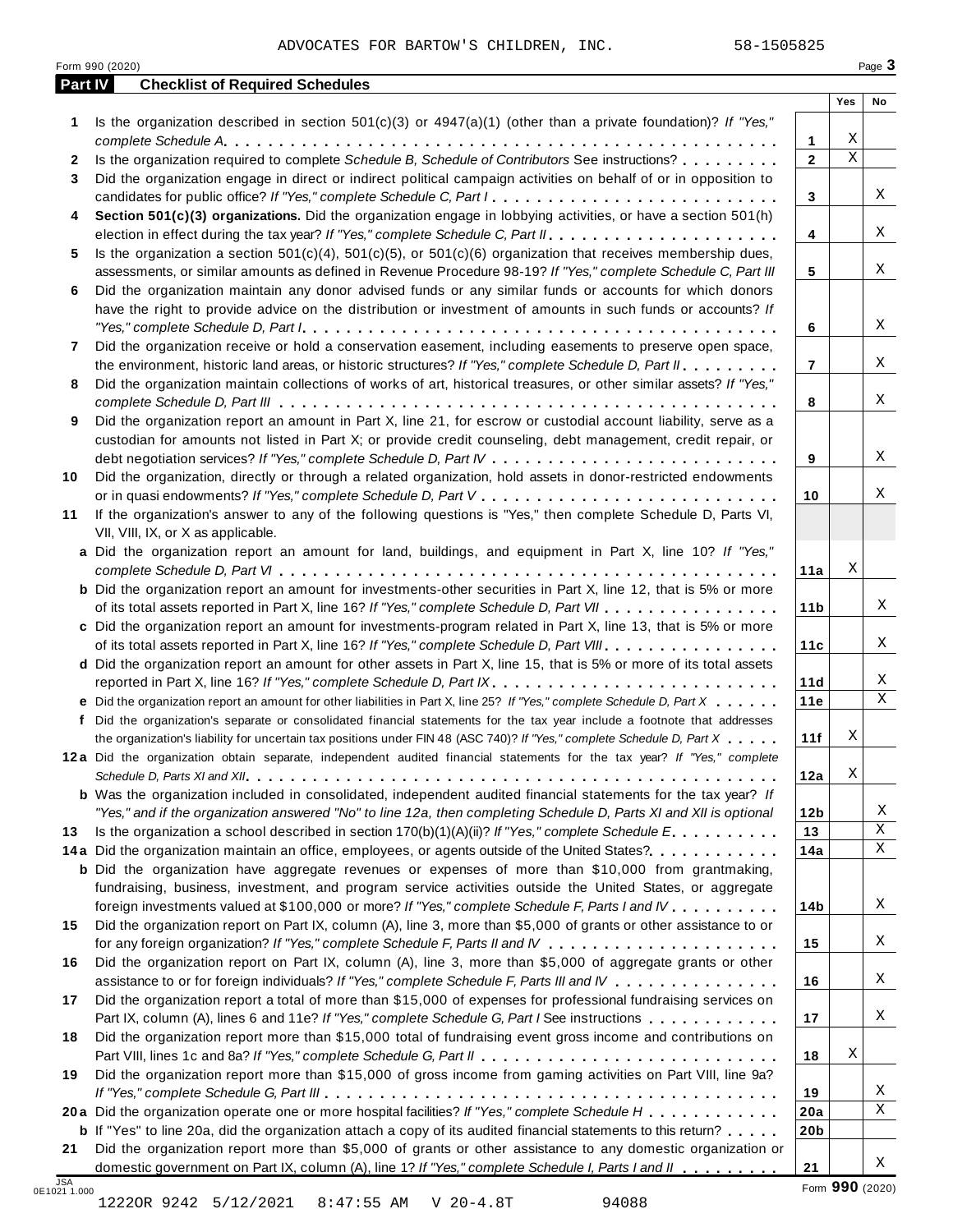ADVOCATES FOR BARTOW'S CHILDREN, INC. 58-1505825

Form 990 (2020) Page **3**

**Part IV Checklist of Required Schedules**

| | | | Yes | No |
|---|---|---|---|---|
| **1** | Is the organization described in section 501(c)(3) or 4947(a)(1) (other than a private foundation)? *If "Yes," complete Schedule A* | **1** | X | |
| **2** | Is the organization required to complete *Schedule B, Schedule of Contributors* See instructions? | **2** | X | |
| **3** | Did the organization engage in direct or indirect political campaign activities on behalf of or in opposition to candidates for public office? *If "Yes," complete Schedule C, Part I* | **3** | | X |
| **4** | **Section 501(c)(3) organizations.** Did the organization engage in lobbying activities, or have a section 501(h) election in effect during the tax year? *If "Yes," complete Schedule C, Part II* | **4** | | X |
| **5** | Is the organization a section 501(c)(4), 501(c)(5), or 501(c)(6) organization that receives membership dues, assessments, or similar amounts as defined in Revenue Procedure 98-19? *If "Yes," complete Schedule C, Part III* | **5** | | X |
| **6** | Did the organization maintain any donor advised funds or any similar funds or accounts for which donors have the right to provide advice on the distribution or investment of amounts in such funds or accounts? *If "Yes," complete Schedule D, Part I* | **6** | | X |
| **7** | Did the organization receive or hold a conservation easement, including easements to preserve open space, the environment, historic land areas, or historic structures? *If "Yes," complete Schedule D, Part II* | **7** | | X |
| **8** | Did the organization maintain collections of works of art, historical treasures, or other similar assets? *If "Yes," complete Schedule D, Part III* | **8** | | X |
| **9** | Did the organization report an amount in Part X, line 21, for escrow or custodial account liability, serve as a custodian for amounts not listed in Part X; or provide credit counseling, debt management, credit repair, or debt negotiation services? *If "Yes," complete Schedule D, Part IV* | **9** | | X |
| **10** | Did the organization, directly or through a related organization, hold assets in donor-restricted endowments or in quasi endowments? *If "Yes," complete Schedule D, Part V* | **10** | | X |
| **11** | If the organization's answer to any of the following questions is "Yes," then complete Schedule D, Parts VI, VII, VIII, IX, or X as applicable. | | | |
| **a** | Did the organization report an amount for land, buildings, and equipment in Part X, line 10? *If "Yes," complete Schedule D, Part VI* | **11a** | X | |
| **b** | Did the organization report an amount for investments-other securities in Part X, line 12, that is 5% or more of its total assets reported in Part X, line 16? *If "Yes," complete Schedule D, Part VII* | **11b** | | X |
| **c** | Did the organization report an amount for investments-program related in Part X, line 13, that is 5% or more of its total assets reported in Part X, line 16? *If "Yes," complete Schedule D, Part VIII* | **11c** | | X |
| **d** | Did the organization report an amount for other assets in Part X, line 15, that is 5% or more of its total assets reported in Part X, line 16? *If "Yes," complete Schedule D, Part IX* | **11d** | | X |
| **e** | Did the organization report an amount for other liabilities in Part X, line 25? *If "Yes," complete Schedule D, Part X* | **11e** | | X |
| **f** | Did the organization's separate or consolidated financial statements for the tax year include a footnote that addresses the organization's liability for uncertain tax positions under FIN 48 (ASC 740)? *If "Yes," complete Schedule D, Part X* | **11f** | X | |
| **12a** | Did the organization obtain separate, independent audited financial statements for the tax year? *If "Yes," complete Schedule D, Parts XI and XII* | **12a** | X | |
| **b** | Was the organization included in consolidated, independent audited financial statements for the tax year? *If "Yes," and if the organization answered "No" to line 12a, then completing Schedule D, Parts XI and XII is optional* | **12b** | | X |
| **13** | Is the organization a school described in section 170(b)(1)(A)(ii)? *If "Yes," complete Schedule E* | **13** | | X |
| **14a** | Did the organization maintain an office, employees, or agents outside of the United States? | **14a** | | X |
| **b** | Did the organization have aggregate revenues or expenses of more than $10,000 from grantmaking, fundraising, business, investment, and program service activities outside the United States, or aggregate foreign investments valued at $100,000 or more? *If "Yes," complete Schedule F, Parts I and IV* | **14b** | | X |
| **15** | Did the organization report on Part IX, column (A), line 3, more than $5,000 of grants or other assistance to or for any foreign organization? *If "Yes," complete Schedule F, Parts II and IV* | **15** | | X |
| **16** | Did the organization report on Part IX, column (A), line 3, more than $5,000 of aggregate grants or other assistance to or for foreign individuals? *If "Yes," complete Schedule F, Parts III and IV* | **16** | | X |
| **17** | Did the organization report a total of more than $15,000 of expenses for professional fundraising services on Part IX, column (A), lines 6 and 11e? *If "Yes," complete Schedule G, Part I* See instructions | **17** | | X |
| **18** | Did the organization report more than $15,000 total of fundraising event gross income and contributions on Part VIII, lines 1c and 8a? *If "Yes," complete Schedule G, Part II* | **18** | X | |
| **19** | Did the organization report more than $15,000 of gross income from gaming activities on Part VIII, line 9a? *If "Yes," complete Schedule G, Part III* | **19** | | X |
| **20a** | Did the organization operate one or more hospital facilities? *If "Yes," complete Schedule H* | **20a** | | X |
| **b** | If "Yes" to line 20a, did the organization attach a copy of its audited financial statements to this return? | **20b** | | |
| **21** | Did the organization report more than $5,000 of grants or other assistance to any domestic organization or domestic government on Part IX, column (A), line 1? *If "Yes," complete Schedule I, Parts I and II* | **21** | | X |

JSA 0E1021 1.000 Form **990** (2020)

1222OR 9242 5/12/2021 8:47:55 AM V 20-4.8T 94088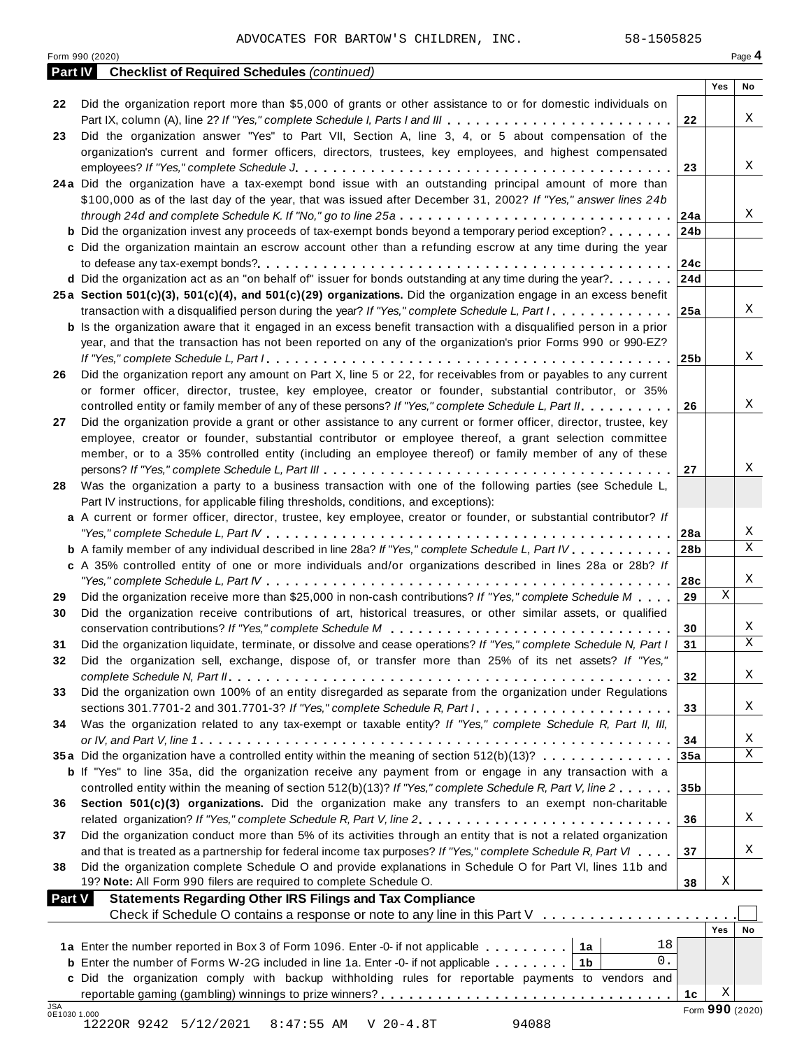ADVOCATES FOR BARTOW'S CHILDREN, INC. 58-1505825

Form 990 (2020) Page **4**

**Part IV Checklist of Required Schedules** *(continued)*

| | | | Yes | No |
|---|---|---|---|---|
| **22** | Did the organization report more than $5,000 of grants or other assistance to or for domestic individuals on Part IX, column (A), line 2? *If "Yes," complete Schedule I, Parts I and III* | **22** | | X |
| **23** | Did the organization answer "Yes" to Part VII, Section A, line 3, 4, or 5 about compensation of the organization's current and former officers, directors, trustees, key employees, and highest compensated employees? *If "Yes," complete Schedule J* | **23** | | X |
| **24a** | Did the organization have a tax-exempt bond issue with an outstanding principal amount of more than $100,000 as of the last day of the year, that was issued after December 31, 2002? *If "Yes," answer lines 24b through 24d and complete Schedule K. If "No," go to line 25a* | **24a** | | X |
| **b** | Did the organization invest any proceeds of tax-exempt bonds beyond a temporary period exception? | **24b** | | |
| **c** | Did the organization maintain an escrow account other than a refunding escrow at any time during the year to defease any tax-exempt bonds? | **24c** | | |
| **d** | Did the organization act as an "on behalf of" issuer for bonds outstanding at any time during the year? | **24d** | | |
| **25a** | **Section 501(c)(3), 501(c)(4), and 501(c)(29) organizations.** Did the organization engage in an excess benefit transaction with a disqualified person during the year? *If "Yes," complete Schedule L, Part I* | **25a** | | X |
| **b** | Is the organization aware that it engaged in an excess benefit transaction with a disqualified person in a prior year, and that the transaction has not been reported on any of the organization's prior Forms 990 or 990-EZ? *If "Yes," complete Schedule L, Part I* | **25b** | | X |
| **26** | Did the organization report any amount on Part X, line 5 or 22, for receivables from or payables to any current or former officer, director, trustee, key employee, creator or founder, substantial contributor, or 35% controlled entity or family member of any of these persons? *If "Yes," complete Schedule L, Part II* | **26** | | X |
| **27** | Did the organization provide a grant or other assistance to any current or former officer, director, trustee, key employee, creator or founder, substantial contributor or employee thereof, a grant selection committee member, or to a 35% controlled entity (including an employee thereof) or family member of any of these persons? *If "Yes," complete Schedule L, Part III* | **27** | | X |
| **28** | Was the organization a party to a business transaction with one of the following parties (see Schedule L, Part IV instructions, for applicable filing thresholds, conditions, and exceptions): | | | |
| **a** | A current or former officer, director, trustee, key employee, creator or founder, or substantial contributor? *If "Yes," complete Schedule L, Part IV* | **28a** | | X |
| **b** | A family member of any individual described in line 28a? *If "Yes," complete Schedule L, Part IV* | **28b** | | X |
| **c** | A 35% controlled entity of one or more individuals and/or organizations described in lines 28a or 28b? *If "Yes," complete Schedule L, Part IV* | **28c** | | X |
| **29** | Did the organization receive more than $25,000 in non-cash contributions? *If "Yes," complete Schedule M* | **29** | X | |
| **30** | Did the organization receive contributions of art, historical treasures, or other similar assets, or qualified conservation contributions? *If "Yes," complete Schedule M* | **30** | | X |
| **31** | Did the organization liquidate, terminate, or dissolve and cease operations? *If "Yes," complete Schedule N, Part I* | **31** | | X |
| **32** | Did the organization sell, exchange, dispose of, or transfer more than 25% of its net assets? *If "Yes," complete Schedule N, Part II* | **32** | | X |
| **33** | Did the organization own 100% of an entity disregarded as separate from the organization under Regulations sections 301.7701-2 and 301.7701-3? *If "Yes," complete Schedule R, Part I* | **33** | | X |
| **34** | Was the organization related to any tax-exempt or taxable entity? *If "Yes," complete Schedule R, Part II, III, or IV, and Part V, line 1* | **34** | | X |
| **35a** | Did the organization have a controlled entity within the meaning of section 512(b)(13)? | **35a** | | X |
| **b** | If "Yes" to line 35a, did the organization receive any payment from or engage in any transaction with a controlled entity within the meaning of section 512(b)(13)? *If "Yes," complete Schedule R, Part V, line 2* | **35b** | | |
| **36** | **Section 501(c)(3) organizations.** Did the organization make any transfers to an exempt non-charitable related organization? *If "Yes," complete Schedule R, Part V, line 2* | **36** | | X |
| **37** | Did the organization conduct more than 5% of its activities through an entity that is not a related organization and that is treated as a partnership for federal income tax purposes? *If "Yes," complete Schedule R, Part VI* | **37** | | X |
| **38** | Did the organization complete Schedule O and provide explanations in Schedule O for Part VI, lines 11b and 19? **Note:** All Form 990 filers are required to complete Schedule O. | **38** | X | |

**Part V Statements Regarding Other IRS Filings and Tax Compliance**

Check if Schedule O contains a response or note to any line in this Part V ☐

| | | | | | Yes | No |
|---|---|---|---|---|---|---|
| **1a** | Enter the number reported in Box 3 of Form 1096. Enter -0- if not applicable | **1a** | 18 | | | |
| **b** | Enter the number of Forms W-2G included in line 1a. Enter -0- if not applicable | **1b** | 0. | | | |
| **c** | Did the organization comply with backup withholding rules for reportable payments to vendors and reportable gaming (gambling) winnings to prize winners? | | | **1c** | X | |

JSA 0E1030 1.000

Form **990** (2020)

12220R 9242 5/12/2021 8:47:55 AM V 20-4.8T 94088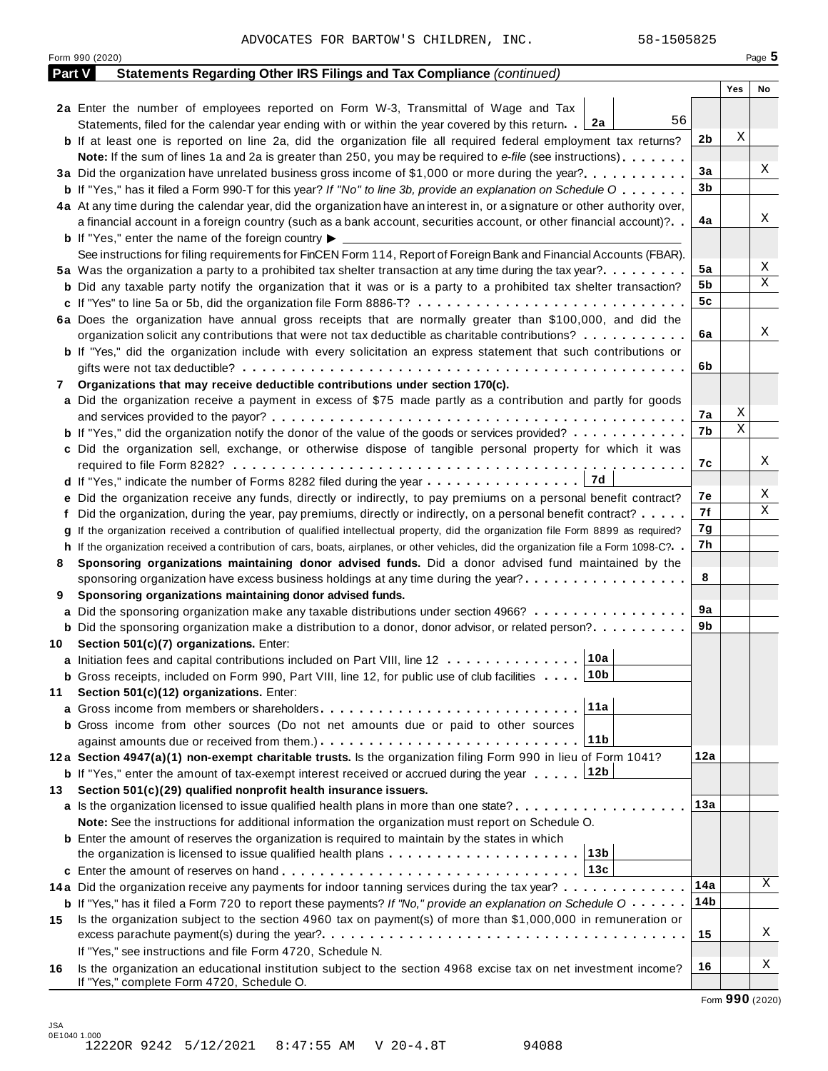ADVOCATES FOR BARTOW'S CHILDREN, INC. 58-1505825

Form 990 (2020) Page **5**

## Part V Statements Regarding Other IRS Filings and Tax Compliance *(continued)*

| | | | Yes | No |
|---|---|---|---|---|
| **2a** | Enter the number of employees reported on Form W-3, Transmittal of Wage and Tax Statements, filed for the calendar year ending with or within the year covered by this return . . **2a** 56 | | | |
| **b** | If at least one is reported on line 2a, did the organization file all required federal employment tax returns? | 2b | X | |
| | **Note:** If the sum of lines 1a and 2a is greater than 250, you may be required to *e-file* (see instructions) | | | |
| **3a** | Did the organization have unrelated business gross income of $1,000 or more during the year? | 3a | | X |
| **b** | If "Yes," has it filed a Form 990-T for this year? *If "No" to line 3b, provide an explanation on Schedule O* | 3b | | |
| **4a** | At any time during the calendar year, did the organization have an interest in, or a signature or other authority over, a financial account in a foreign country (such as a bank account, securities account, or other financial account)? | 4a | | X |
| **b** | If "Yes," enter the name of the foreign country ▶ | | | |
| | See instructions for filing requirements for FinCEN Form 114, Report of Foreign Bank and Financial Accounts (FBAR). | | | |
| **5a** | Was the organization a party to a prohibited tax shelter transaction at any time during the tax year? | 5a | | X |
| **b** | Did any taxable party notify the organization that it was or is a party to a prohibited tax shelter transaction? | 5b | | X |
| **c** | If "Yes" to line 5a or 5b, did the organization file Form 8886-T? | 5c | | |
| **6a** | Does the organization have annual gross receipts that are normally greater than $100,000, and did the organization solicit any contributions that were not tax deductible as charitable contributions? | 6a | | X |
| **b** | If "Yes," did the organization include with every solicitation an express statement that such contributions or gifts were not tax deductible? | 6b | | |
| **7** | **Organizations that may receive deductible contributions under section 170(c).** | | | |
| **a** | Did the organization receive a payment in excess of $75 made partly as a contribution and partly for goods and services provided to the payor? | 7a | X | |
| **b** | If "Yes," did the organization notify the donor of the value of the goods or services provided? | 7b | X | |
| **c** | Did the organization sell, exchange, or otherwise dispose of tangible personal property for which it was required to file Form 8282? | 7c | | X |
| **d** | If "Yes," indicate the number of Forms 8282 filed during the year . . . **7d** | | | |
| **e** | Did the organization receive any funds, directly or indirectly, to pay premiums on a personal benefit contract? | 7e | | X |
| **f** | Did the organization, during the year, pay premiums, directly or indirectly, on a personal benefit contract? | 7f | | X |
| **g** | If the organization received a contribution of qualified intellectual property, did the organization file Form 8899 as required? | 7g | | |
| **h** | If the organization received a contribution of cars, boats, airplanes, or other vehicles, did the organization file a Form 1098-C? | 7h | | |
| **8** | **Sponsoring organizations maintaining donor advised funds.** Did a donor advised fund maintained by the sponsoring organization have excess business holdings at any time during the year? | 8 | | |
| **9** | **Sponsoring organizations maintaining donor advised funds.** | | | |
| **a** | Did the sponsoring organization make any taxable distributions under section 4966? | 9a | | |
| **b** | Did the sponsoring organization make a distribution to a donor, donor advisor, or related person? | 9b | | |
| **10** | **Section 501(c)(7) organizations.** Enter: | | | |
| **a** | Initiation fees and capital contributions included on Part VIII, line 12 . . . **10a** | | | |
| **b** | Gross receipts, included on Form 990, Part VIII, line 12, for public use of club facilities . . . **10b** | | | |
| **11** | **Section 501(c)(12) organizations.** Enter: | | | |
| **a** | Gross income from members or shareholders . . . **11a** | | | |
| **b** | Gross income from other sources (Do not net amounts due or paid to other sources against amounts due or received from them.) . . . **11b** | | | |
| **12a** | **Section 4947(a)(1) non-exempt charitable trusts.** Is the organization filing Form 990 in lieu of Form 1041? | 12a | | |
| **b** | If "Yes," enter the amount of tax-exempt interest received or accrued during the year . . . **12b** | | | |
| **13** | **Section 501(c)(29) qualified nonprofit health insurance issuers.** | | | |
| **a** | Is the organization licensed to issue qualified health plans in more than one state? | 13a | | |
| | **Note:** See the instructions for additional information the organization must report on Schedule O. | | | |
| **b** | Enter the amount of reserves the organization is required to maintain by the states in which the organization is licensed to issue qualified health plans . . . **13b** | | | |
| **c** | Enter the amount of reserves on hand . . . **13c** | | | |
| **14a** | Did the organization receive any payments for indoor tanning services during the tax year? | 14a | | X |
| **b** | If "Yes," has it filed a Form 720 to report these payments? *If "No," provide an explanation on Schedule O* | 14b | | |
| **15** | Is the organization subject to the section 4960 tax on payment(s) of more than $1,000,000 in remuneration or excess parachute payment(s) during the year? If "Yes," see instructions and file Form 4720, Schedule N. | 15 | | X |
| **16** | Is the organization an educational institution subject to the section 4968 excise tax on net investment income? If "Yes," complete Form 4720, Schedule O. | 16 | | X |

Form **990** (2020)

JSA
0E1040 1.000
1222OR 9242 5/12/2021 8:47:55 AM V 20-4.8T 94088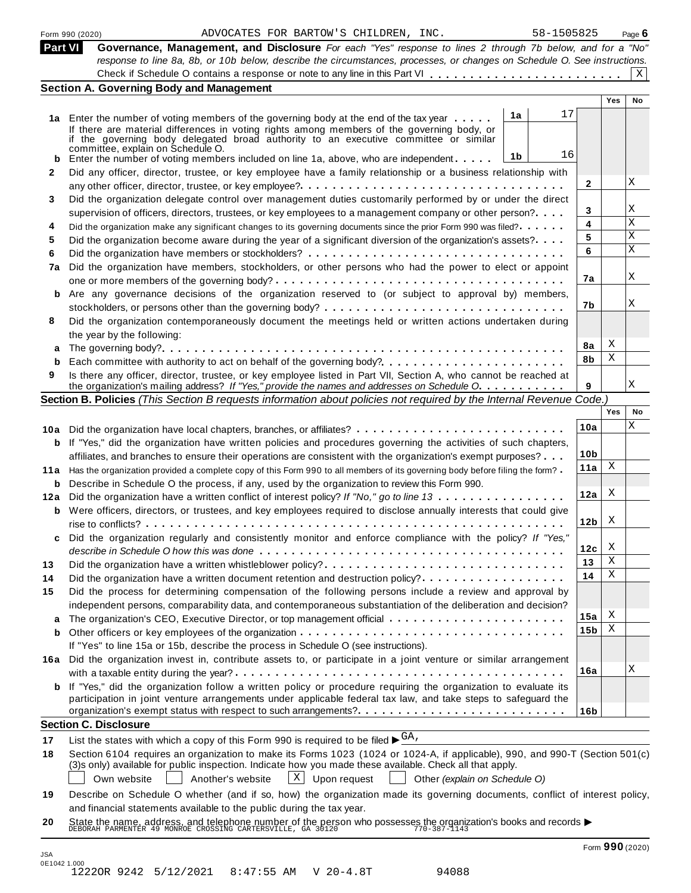Form 990 (2020) ADVOCATES FOR BARTOW'S CHILDREN, INC. 58-1505825

## Part VI Governance, Management, and Disclosure

*For each "Yes" response to lines 2 through 7b below, and for a "No" response to line 8a, 8b, or 10b below, describe the circumstances, processes, or changes on Schedule O. See instructions.*

Check if Schedule O contains a response or note to any line in this Part VI . . . . . . . . . . . . . . . . . . . . . . . X

### Section A. Governing Body and Management

| | | | | Yes | No |
|---|---|---|---|---|---|
| 1a | Enter the number of voting members of the governing body at the end of the tax year . . . . . If there are material differences in voting rights among members of the governing body, or if the governing body delegated broad authority to an executive committee or similar committee, explain on Schedule O. | 1a: 17 | | | |
| b | Enter the number of voting members included on line 1a, above, who are independent . . . . . | 1b: 16 | | | |
| 2 | Did any officer, director, trustee, or key employee have a family relationship or a business relationship with any other officer, director, trustee, or key employee? | | 2 | | X |
| 3 | Did the organization delegate control over management duties customarily performed by or under the direct supervision of officers, directors, trustees, or key employees to a management company or other person? | | 3 | | X |
| 4 | Did the organization make any significant changes to its governing documents since the prior Form 990 was filed? | | 4 | | X |
| 5 | Did the organization become aware during the year of a significant diversion of the organization's assets? | | 5 | | X |
| 6 | Did the organization have members or stockholders? | | 6 | | X |
| 7a | Did the organization have members, stockholders, or other persons who had the power to elect or appoint one or more members of the governing body? | | 7a | | X |
| b | Are any governance decisions of the organization reserved to (or subject to approval by) members, stockholders, or persons other than the governing body? | | 7b | | X |
| 8 | Did the organization contemporaneously document the meetings held or written actions undertaken during the year by the following: | | | | |
| a | The governing body? | | 8a | X | |
| b | Each committee with authority to act on behalf of the governing body? | | 8b | X | |
| 9 | Is there any officer, director, trustee, or key employee listed in Part VII, Section A, who cannot be reached at the organization's mailing address? *If "Yes," provide the names and addresses on Schedule O.* | | 9 | | X |

### Section B. Policies *(This Section B requests information about policies not required by the Internal Revenue Code.)*

| | | | Yes | No |
|---|---|---|---|---|
| 10a | Did the organization have local chapters, branches, or affiliates? | 10a | | X |
| b | If "Yes," did the organization have written policies and procedures governing the activities of such chapters, affiliates, and branches to ensure their operations are consistent with the organization's exempt purposes? | 10b | | |
| 11a | Has the organization provided a complete copy of this Form 990 to all members of its governing body before filing the form? | 11a | X | |
| b | Describe in Schedule O the process, if any, used by the organization to review this Form 990. | | | |
| 12a | Did the organization have a written conflict of interest policy? *If "No," go to line 13* | 12a | X | |
| b | Were officers, directors, or trustees, and key employees required to disclose annually interests that could give rise to conflicts? | 12b | X | |
| c | Did the organization regularly and consistently monitor and enforce compliance with the policy? *If "Yes," describe in Schedule O how this was done* | 12c | X | |
| 13 | Did the organization have a written whistleblower policy? | 13 | X | |
| 14 | Did the organization have a written document retention and destruction policy? | 14 | X | |
| 15 | Did the process for determining compensation of the following persons include a review and approval by independent persons, comparability data, and contemporaneous substantiation of the deliberation and decision? | | | |
| a | The organization's CEO, Executive Director, or top management official | 15a | X | |
| b | Other officers or key employees of the organization | 15b | X | |
| | If "Yes" to line 15a or 15b, describe the process in Schedule O (see instructions). | | | |
| 16a | Did the organization invest in, contribute assets to, or participate in a joint venture or similar arrangement with a taxable entity during the year? | 16a | | X |
| b | If "Yes," did the organization follow a written policy or procedure requiring the organization to evaluate its participation in joint venture arrangements under applicable federal tax law, and take steps to safeguard the organization's exempt status with respect to such arrangements? | 16b | | |

### Section C. Disclosure

**17** List the states with which a copy of this Form 990 is required to be filed ▶ GA,

**18** Section 6104 requires an organization to make its Forms 1023 (1024 or 1024-A, if applicable), 990, and 990-T (Section 501(c)(3)s only) available for public inspection. Indicate how you made these available. Check all that apply.

☐ Own website ☐ Another's website ☒ Upon request ☐ Other *(explain on Schedule O)*

**19** Describe on Schedule O whether (and if so, how) the organization made its governing documents, conflict of interest policy, and financial statements available to the public during the tax year.

**20** State the name, address, and telephone number of the person who possesses the organization's books and records ▶
DEBORAH PARMENTER 49 MONROE CROSSING CARTERSVILLE, GA 30120 770-387-1143

JSA
0E1042 1.000
1222OR 9242 5/12/2021 8:47:55 AM V 20-4.8T 94088

Form **990** (2020)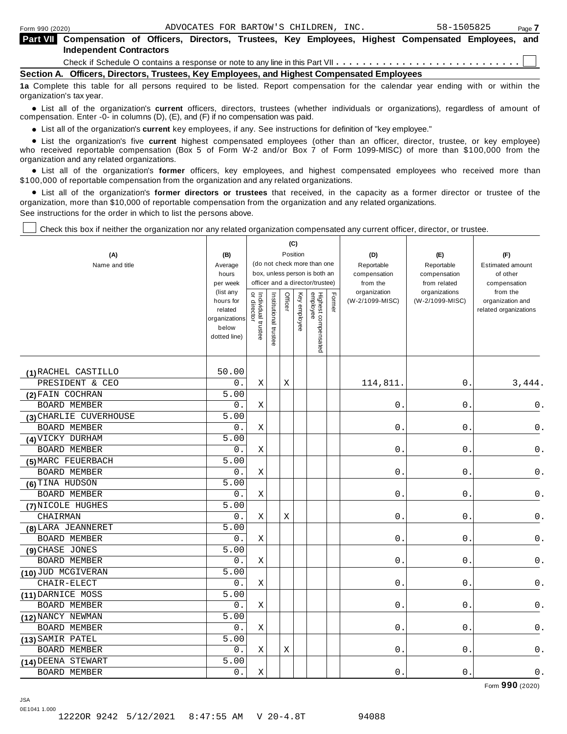Form 990 (2020) ADVOCATES FOR BARTOW'S CHILDREN, INC. 58-1505825

## Part VII Compensation of Officers, Directors, Trustees, Key Employees, Highest Compensated Employees, and Independent Contractors

Check if Schedule O contains a response or note to any line in this Part VII . . . . . . . . . . . . . . . . . . . . . . . . . . . ☐

### Section A. Officers, Directors, Trustees, Key Employees, and Highest Compensated Employees

**1a** Complete this table for all persons required to be listed. Report compensation for the calendar year ending with or within the organization's tax year.

- List all of the organization's **current** officers, directors, trustees (whether individuals or organizations), regardless of amount of compensation. Enter -0- in columns (D), (E), and (F) if no compensation was paid.
- List all of the organization's **current** key employees, if any. See instructions for definition of "key employee."
- List the organization's five **current** highest compensated employees (other than an officer, director, trustee, or key employee) who received reportable compensation (Box 5 of Form W-2 and/or Box 7 of Form 1099-MISC) of more than $100,000 from the organization and any related organizations.
- List all of the organization's **former** officers, key employees, and highest compensated employees who received more than $100,000 of reportable compensation from the organization and any related organizations.
- List all of the organization's **former directors or trustees** that received, in the capacity as a former director or trustee of the organization, more than $10,000 of reportable compensation from the organization and any related organizations.

See instructions for the order in which to list the persons above.

☐ Check this box if neither the organization nor any related organization compensated any current officer, director, or trustee.

| (A) Name and title | (B) Average hours per week (list any hours for related organizations below dotted line) | (C) Position (do not check more than one box, unless person is both an officer and a director/trustee) | | | | | | (D) Reportable compensation from the organization (W-2/1099-MISC) | (E) Reportable compensation from related organizations (W-2/1099-MISC) | (F) Estimated amount of other compensation from the organization and related organizations |
|---|---|---|---|---|---|---|---|---|---|---|
| | | Individual trustee or director | Institutional trustee | Officer | Key employee | Highest compensated employee | Former | | | |
| (1) RACHEL CASTILLO<br>PRESIDENT & CEO | 50.00<br>0. | X | | X | | | | 114,811. | 0. | 3,444. |
| (2) FAIN COCHRAN<br>BOARD MEMBER | 5.00<br>0. | X | | | | | | 0. | 0. | 0. |
| (3) CHARLIE CUVERHOUSE<br>BOARD MEMBER | 5.00<br>0. | X | | | | | | 0. | 0. | 0. |
| (4) VICKY DURHAM<br>BOARD MEMBER | 5.00<br>0. | X | | | | | | 0. | 0. | 0. |
| (5) MARC FEUERBACH<br>BOARD MEMBER | 5.00<br>0. | X | | | | | | 0. | 0. | 0. |
| (6) TINA HUDSON<br>BOARD MEMBER | 5.00<br>0. | X | | | | | | 0. | 0. | 0. |
| (7) NICOLE HUGHES<br>CHAIRMAN | 5.00<br>0. | X | | X | | | | 0. | 0. | 0. |
| (8) LARA JEANNERET<br>BOARD MEMBER | 5.00<br>0. | X | | | | | | 0. | 0. | 0. |
| (9) CHASE JONES<br>BOARD MEMBER | 5.00<br>0. | X | | | | | | 0. | 0. | 0. |
| (10) JUD MCGIVERAN<br>CHAIR-ELECT | 5.00<br>0. | X | | | | | | 0. | 0. | 0. |
| (11) DARNICE MOSS<br>BOARD MEMBER | 5.00<br>0. | X | | | | | | 0. | 0. | 0. |
| (12) NANCY NEWMAN<br>BOARD MEMBER | 5.00<br>0. | X | | | | | | 0. | 0. | 0. |
| (13) SAMIR PATEL<br>BOARD MEMBER | 5.00<br>0. | X | | X | | | | 0. | 0. | 0. |
| (14) DEENA STEWART<br>BOARD MEMBER | 5.00<br>0. | X | | | | | | 0. | 0. | 0. |

Form **990** (2020)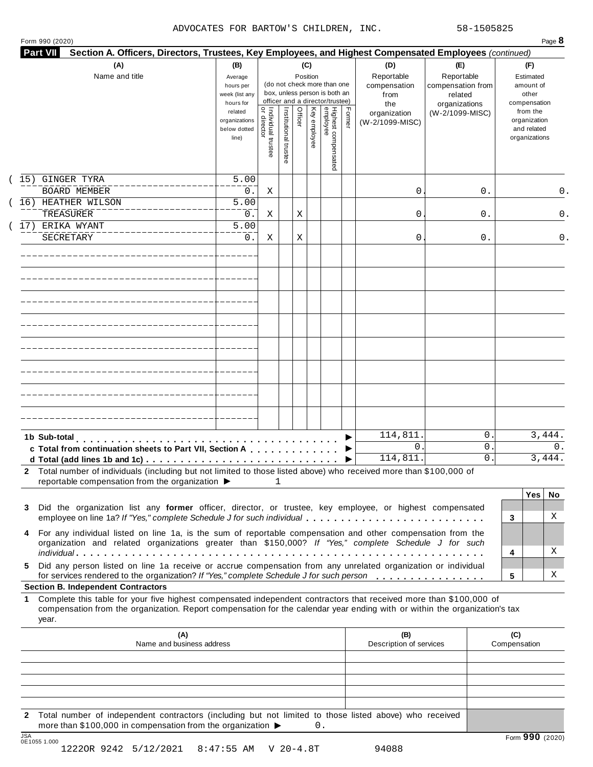ADVOCATES FOR BARTOW'S CHILDREN, INC. 58-1505825

Form 990 (2020)

## Part VII Section A. Officers, Directors, Trustees, Key Employees, and Highest Compensated Employees *(continued)*

| (A) Name and title | (B) Average hours per week (list any hours for related organizations below dotted line) | (C) Position (do not check more than one box, unless person is both an officer and a director/trustee): Individual trustee or director | Institutional trustee | Officer | Key employee | Highest compensated employee | Former | (D) Reportable compensation from the organization (W-2/1099-MISC) | (E) Reportable compensation from related organizations (W-2/1099-MISC) | (F) Estimated amount of other compensation from the organization and related organizations |
|---|---|---|---|---|---|---|---|---|---|---|
| (15) GINGER TYRA<br>BOARD MEMBER | 5.00<br>0. | X | | | | | | 0. | 0. | 0. |
| (16) HEATHER WILSON<br>TREASURER | 5.00<br>0. | X | | X | | | | 0. | 0. | 0. |
| (17) ERIKA WYANT<br>SECRETARY | 5.00<br>0. | X | | X | | | | 0. | 0. | 0. |

| | (D) | (E) | (F) |
|---|---|---|---|
| **1b Sub-total** ▶ | 114,811. | 0. | 3,444. |
| **c Total from continuation sheets to Part VII, Section A** ▶ | 0. | 0. | 0. |
| **d Total (add lines 1b and 1c)** ▶ | 114,811. | 0. | 3,444. |

**2** Total number of individuals (including but not limited to those listed above) who received more than $100,000 of reportable compensation from the organization ▶ 1

| | | Yes | No |
|---|---|---|---|
| **3** Did the organization list any **former** officer, director, or trustee, key employee, or highest compensated employee on line 1a? *If "Yes," complete Schedule J for such individual* | 3 | | X |
| **4** For any individual listed on line 1a, is the sum of reportable compensation and other compensation from the organization and related organizations greater than $150,000? *If "Yes," complete Schedule J for such individual* | 4 | | X |
| **5** Did any person listed on line 1a receive or accrue compensation from any unrelated organization or individual for services rendered to the organization? *If "Yes," complete Schedule J for such person* | 5 | | X |

### Section B. Independent Contractors

**1** Complete this table for your five highest compensated independent contractors that received more than $100,000 of compensation from the organization. Report compensation for the calendar year ending with or within the organization's tax year.

| (A) Name and business address | (B) Description of services | (C) Compensation |
|---|---|---|
| | | |
| | | |
| | | |
| | | |
| | | |

**2** Total number of independent contractors (including but not limited to those listed above) who received more than $100,000 in compensation from the organization ▶ 0.

JSA 0E1055 1.000

Form **990** (2020)

1222OR 9242 5/12/2021 8:47:55 AM V 20-4.8T 94088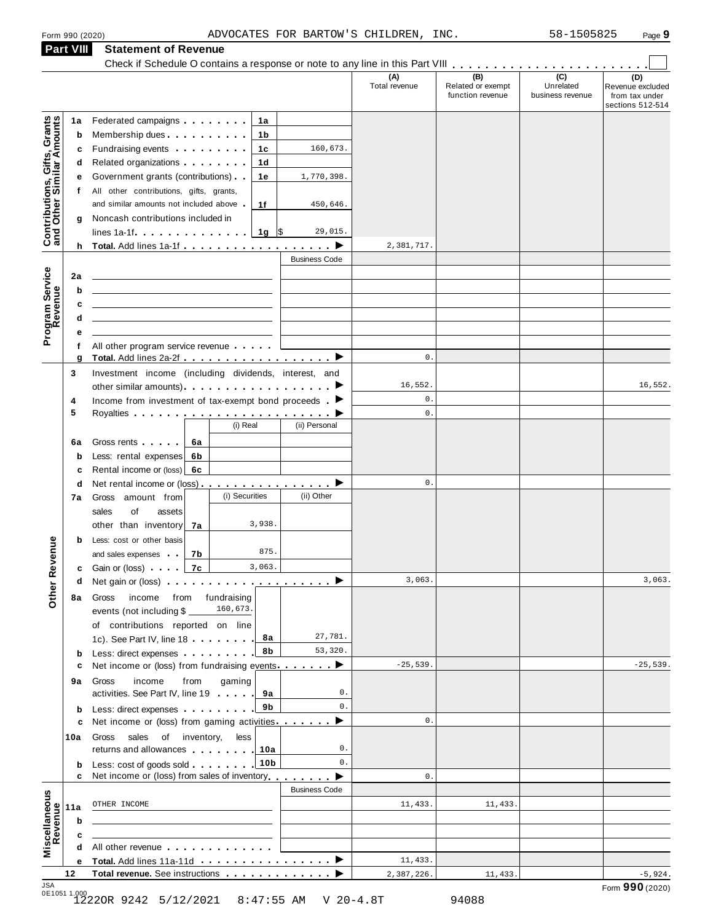Form 990 (2020) ADVOCATES FOR BARTOW'S CHILDREN, INC. 58-1505825

## Part VIII Statement of Revenue

Check if Schedule O contains a response or note to any line in this Part VIII . . . . . . . . . . . . . . . . . . . . . . . ☐

| | | | | (A) Total revenue | (B) Related or exempt function revenue | (C) Unrelated business revenue | (D) Revenue excluded from tax under sections 512-514 |
|---|---|---|---|---|---|---|---|
| **Contributions, Gifts, Grants and Other Similar Amounts** | 1a | Federated campaigns | 1a | | | | | |
| | b | Membership dues | 1b | | | | | |
| | c | Fundraising events | 1c 160,673. | | | | |
| | d | Related organizations | 1d | | | | |
| | e | Government grants (contributions) | 1e 1,770,398. | | | | |
| | f | All other contributions, gifts, grants, and similar amounts not included above | 1f 450,646. | | | | |
| | g | Noncash contributions included in lines 1a-1f | 1g $ 29,015. | | | | |
| | h | **Total.** Add lines 1a-1f | ▶ | 2,381,717. | | | |
| **Program Service Revenue** | | | Business Code | | | | |
| | 2a | | | | | | |
| | b | | | | | | |
| | c | | | | | | |
| | d | | | | | | |
| | e | | | | | | |
| | f | All other program service revenue | | | | | |
| | g | **Total.** Add lines 2a-2f | ▶ | 0. | | | |
| **Other Revenue** | 3 | Investment income (including dividends, interest, and other similar amounts) | ▶ | 16,552. | | | 16,552. |
| | 4 | Income from investment of tax-exempt bond proceeds | ▶ | 0. | | | |
| | 5 | Royalties | ▶ | 0. | | | |
| | | | (i) Real / (ii) Personal | | | | |
| | 6a | Gross rents | 6a | | | | |
| | b | Less: rental expenses | 6b | | | | |
| | c | Rental income or (loss) | 6c | | | | |
| | d | Net rental income or (loss) | ▶ | 0. | | | |
| | | | (i) Securities / (ii) Other | | | | |
| | 7a | Gross amount from sales of assets other than inventory | 7a (i) 3,938. | | | | |
| | b | Less: cost or other basis and sales expenses | 7b (i) 875. | | | | |
| | c | Gain or (loss) | 7c (i) 3,063. | | | | |
| | d | Net gain or (loss) | ▶ | 3,063. | | | 3,063. |
| | 8a | Gross income from fundraising events (not including $ 160,673. of contributions reported on line 1c). See Part IV, line 18 | 8a 27,781. | | | | |
| | b | Less: direct expenses | 8b 53,320. | | | | |
| | c | Net income or (loss) from fundraising events | ▶ | -25,539. | | | -25,539. |
| | 9a | Gross income from gaming activities. See Part IV, line 19 | 9a 0. | | | | |
| | b | Less: direct expenses | 9b 0. | | | | |
| | c | Net income or (loss) from gaming activities | ▶ | 0. | | | |
| | 10a | Gross sales of inventory, less returns and allowances | 10a 0. | | | | |
| | b | Less: cost of goods sold | 10b 0. | | | | |
| | c | Net income or (loss) from sales of inventory | ▶ | 0. | | | |
| **Miscellaneous Revenue** | | | Business Code | | | | |
| | 11a | OTHER INCOME | | 11,433. | 11,433. | | |
| | b | | | | | | |
| | c | | | | | | |
| | d | All other revenue | | | | | |
| | e | **Total.** Add lines 11a-11d | ▶ | 11,433. | | | |
| | 12 | **Total revenue.** See instructions | ▶ | 2,387,226. | 11,433. | | -5,924. |

JSA 0E1051 1.000

Form **990** (2020)

1222OR 9242 5/12/2021 8:47:55 AM V 20-4.8T 94088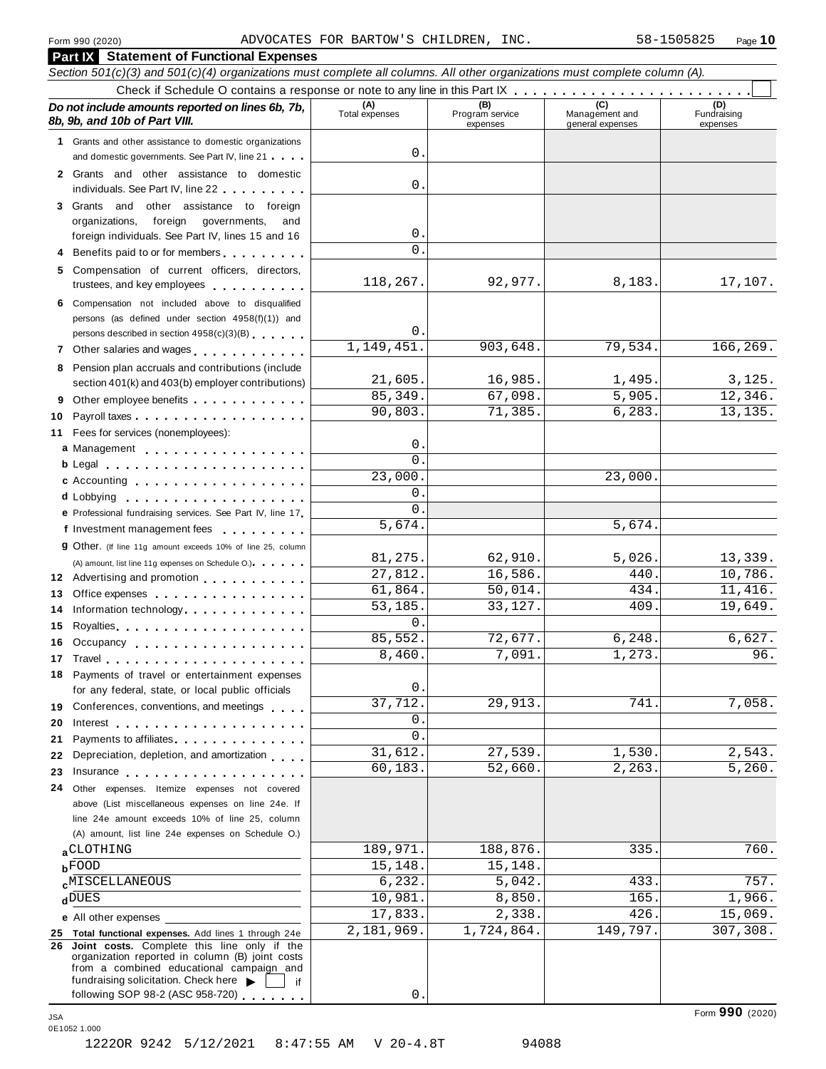Form 990 (2020) ADVOCATES FOR BARTOW'S CHILDREN, INC. 58-1505825

## Part IX Statement of Functional Expenses

*Section 501(c)(3) and 501(c)(4) organizations must complete all columns. All other organizations must complete column (A).*

Check if Schedule O contains a response or note to any line in this Part IX . . . . . . . . . . . . . . . . . . . . . . . . ☐

| *Do not include amounts reported on lines 6b, 7b, 8b, 9b, and 10b of Part VIII.* | (A) Total expenses | (B) Program service expenses | (C) Management and general expenses | (D) Fundraising expenses |
|---|---|---|---|---|
| **1** Grants and other assistance to domestic organizations and domestic governments. See Part IV, line 21 | 0. | | | |
| **2** Grants and other assistance to domestic individuals. See Part IV, line 22 | 0. | | | |
| **3** Grants and other assistance to foreign organizations, foreign governments, and foreign individuals. See Part IV, lines 15 and 16 | 0. | | | |
| **4** Benefits paid to or for members | 0. | | | |
| **5** Compensation of current officers, directors, trustees, and key employees | 118,267. | 92,977. | 8,183. | 17,107. |
| **6** Compensation not included above to disqualified persons (as defined under section 4958(f)(1)) and persons described in section 4958(c)(3)(B) | 0. | | | |
| **7** Other salaries and wages | 1,149,451. | 903,648. | 79,534. | 166,269. |
| **8** Pension plan accruals and contributions (include section 401(k) and 403(b) employer contributions) | 21,605. | 16,985. | 1,495. | 3,125. |
| **9** Other employee benefits | 85,349. | 67,098. | 5,905. | 12,346. |
| **10** Payroll taxes | 90,803. | 71,385. | 6,283. | 13,135. |
| **11** Fees for services (nonemployees): | | | | |
| **a** Management | 0. | | | |
| **b** Legal | 0. | | | |
| **c** Accounting | 23,000. | | 23,000. | |
| **d** Lobbying | 0. | | | |
| **e** Professional fundraising services. See Part IV, line 17 | 0. | | | |
| **f** Investment management fees | 5,674. | | 5,674. | |
| **g** Other. (If line 11g amount exceeds 10% of line 25, column (A) amount, list line 11g expenses on Schedule O.) | 81,275. | 62,910. | 5,026. | 13,339. |
| **12** Advertising and promotion | 27,812. | 16,586. | 440. | 10,786. |
| **13** Office expenses | 61,864. | 50,014. | 434. | 11,416. |
| **14** Information technology | 53,185. | 33,127. | 409. | 19,649. |
| **15** Royalties | 0. | | | |
| **16** Occupancy | 85,552. | 72,677. | 6,248. | 6,627. |
| **17** Travel | 8,460. | 7,091. | 1,273. | 96. |
| **18** Payments of travel or entertainment expenses for any federal, state, or local public officials | 0. | | | |
| **19** Conferences, conventions, and meetings | 37,712. | 29,913. | 741. | 7,058. |
| **20** Interest | 0. | | | |
| **21** Payments to affiliates | 0. | | | |
| **22** Depreciation, depletion, and amortization | 31,612. | 27,539. | 1,530. | 2,543. |
| **23** Insurance | 60,183. | 52,660. | 2,263. | 5,260. |
| **24** Other expenses. Itemize expenses not covered above (List miscellaneous expenses on line 24e. If line 24e amount exceeds 10% of line 25, column (A) amount, list line 24e expenses on Schedule O.) | | | | |
| **a** CLOTHING | 189,971. | 188,876. | 335. | 760. |
| **b** FOOD | 15,148. | 15,148. | | |
| **c** MISCELLANEOUS | 6,232. | 5,042. | 433. | 757. |
| **d** DUES | 10,981. | 8,850. | 165. | 1,966. |
| **e** All other expenses | 17,833. | 2,338. | 426. | 15,069. |
| **25 Total functional expenses.** Add lines 1 through 24e | 2,181,969. | 1,724,864. | 149,797. | 307,308. |
| **26 Joint costs.** Complete this line only if the organization reported in column (B) joint costs from a combined educational campaign and fundraising solicitation. Check here ▶ ☐ if following SOP 98-2 (ASC 958-720) | 0. | | | |

JSA
0E1052 1.000

Form **990** (2020)

1222OR 9242 5/12/2021 8:47:55 AM V 20-4.8T 94088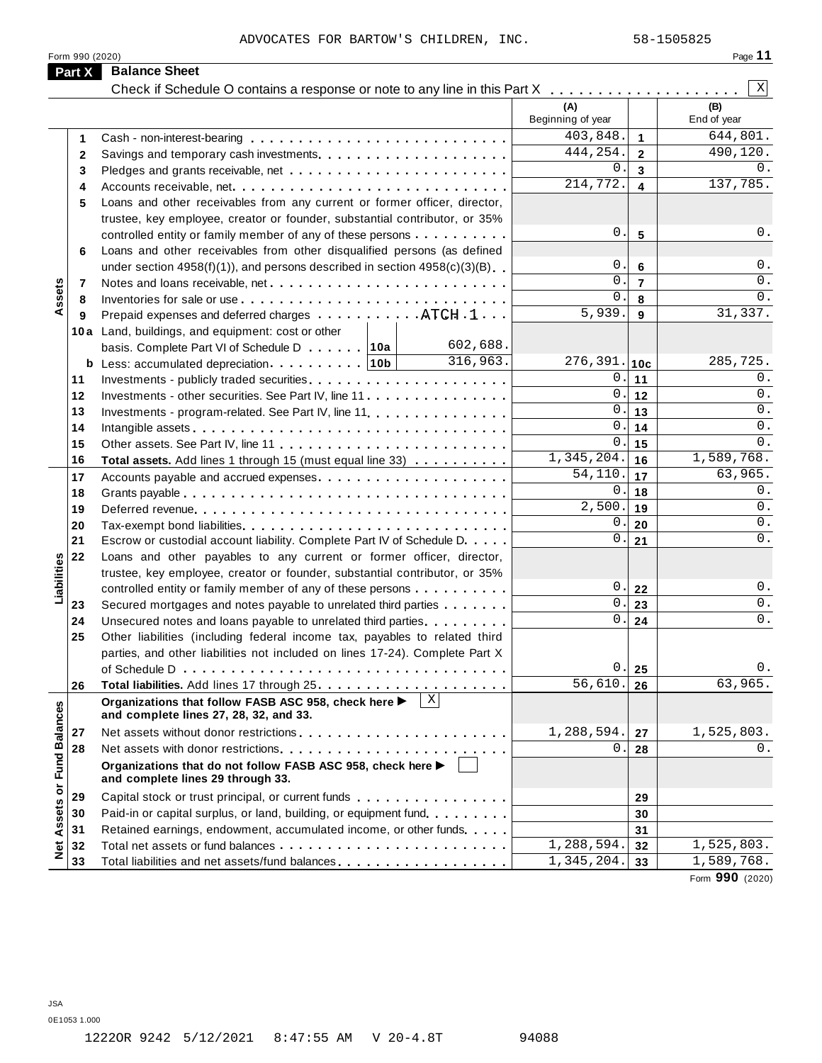ADVOCATES FOR BARTOW'S CHILDREN, INC. 58-1505825

Form 990 (2020)

## Part X Balance Sheet

Check if Schedule O contains a response or note to any line in this Part X . . . . . . . . . . . . . . . . . . . . [X]

| | | | (A) Beginning of year | | (B) End of year |
|---|---|---|---|---|---|
| **Assets** | 1 | Cash - non-interest-bearing | 403,848. | 1 | 644,801. |
| | 2 | Savings and temporary cash investments | 444,254. | 2 | 490,120. |
| | 3 | Pledges and grants receivable, net | 0. | 3 | 0. |
| | 4 | Accounts receivable, net | 214,772. | 4 | 137,785. |
| | 5 | Loans and other receivables from any current or former officer, director, trustee, key employee, creator or founder, substantial contributor, or 35% controlled entity or family member of any of these persons | 0. | 5 | 0. |
| | 6 | Loans and other receivables from other disqualified persons (as defined under section 4958(f)(1)), and persons described in section 4958(c)(3)(B) | 0. | 6 | 0. |
| | 7 | Notes and loans receivable, net | 0. | 7 | 0. |
| | 8 | Inventories for sale or use | 0. | 8 | 0. |
| | 9 | Prepaid expenses and deferred charges . . . . . . . . . . . ATCH 1 | 5,939. | 9 | 31,337. |
| | 10a | Land, buildings, and equipment: cost or other basis. Complete Part VI of Schedule D . . . . . . 10a 602,688. | | | |
| | b | Less: accumulated depreciation . . . . . . . . . . 10b 316,963. | 276,391. | 10c | 285,725. |
| | 11 | Investments - publicly traded securities | 0. | 11 | 0. |
| | 12 | Investments - other securities. See Part IV, line 11 | 0. | 12 | 0. |
| | 13 | Investments - program-related. See Part IV, line 11 | 0. | 13 | 0. |
| | 14 | Intangible assets | 0. | 14 | 0. |
| | 15 | Other assets. See Part IV, line 11 | 0. | 15 | 0. |
| | 16 | **Total assets.** Add lines 1 through 15 (must equal line 33) | 1,345,204. | 16 | 1,589,768. |
| **Liabilities** | 17 | Accounts payable and accrued expenses | 54,110. | 17 | 63,965. |
| | 18 | Grants payable | 0. | 18 | 0. |
| | 19 | Deferred revenue | 2,500. | 19 | 0. |
| | 20 | Tax-exempt bond liabilities | 0. | 20 | 0. |
| | 21 | Escrow or custodial account liability. Complete Part IV of Schedule D | 0. | 21 | 0. |
| | 22 | Loans and other payables to any current or former officer, director, trustee, key employee, creator or founder, substantial contributor, or 35% controlled entity or family member of any of these persons | 0. | 22 | 0. |
| | 23 | Secured mortgages and notes payable to unrelated third parties | 0. | 23 | 0. |
| | 24 | Unsecured notes and loans payable to unrelated third parties | 0. | 24 | 0. |
| | 25 | Other liabilities (including federal income tax, payables to related third parties, and other liabilities not included on lines 17-24). Complete Part X of Schedule D | 0. | 25 | 0. |
| | 26 | **Total liabilities.** Add lines 17 through 25 | 56,610. | 26 | 63,965. |
| **Net Assets or Fund Balances** | | **Organizations that follow FASB ASC 958, check here ▶** [X] **and complete lines 27, 28, 32, and 33.** | | | |
| | 27 | Net assets without donor restrictions | 1,288,594. | 27 | 1,525,803. |
| | 28 | Net assets with donor restrictions | 0. | 28 | 0. |
| | | **Organizations that do not follow FASB ASC 958, check here ▶** [ ] **and complete lines 29 through 33.** | | | |
| | 29 | Capital stock or trust principal, or current funds | | 29 | |
| | 30 | Paid-in or capital surplus, or land, building, or equipment fund | | 30 | |
| | 31 | Retained earnings, endowment, accumulated income, or other funds | | 31 | |
| | 32 | Total net assets or fund balances | 1,288,594. | 32 | 1,525,803. |
| | 33 | Total liabilities and net assets/fund balances | 1,345,204. | 33 | 1,589,768. |

Form **990** (2020)

JSA
0E1053 1.000

1222OR 9242 5/12/2021 8:47:55 AM V 20-4.8T 94088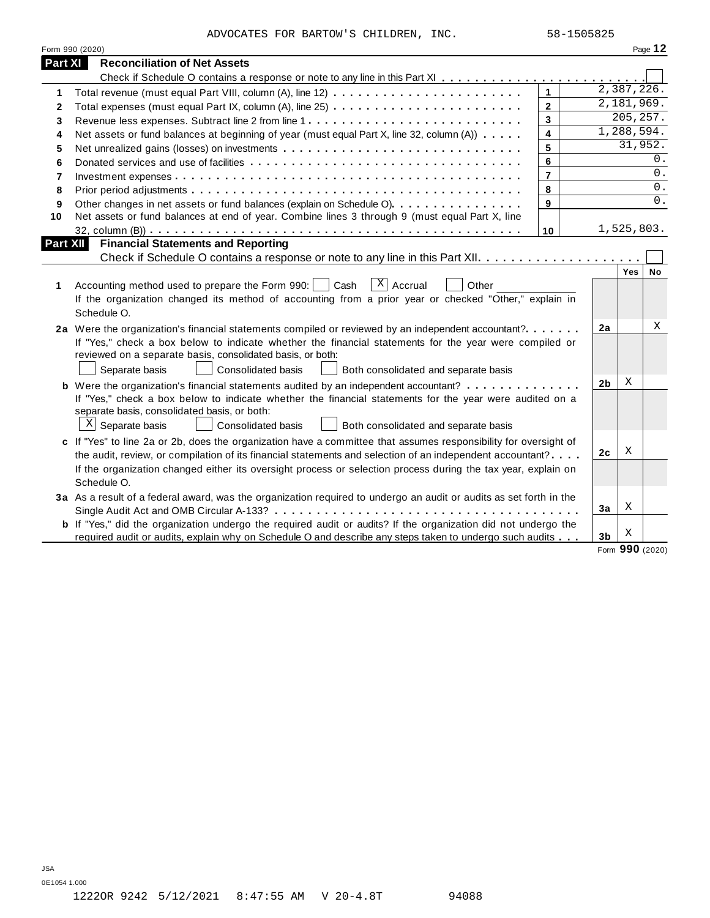ADVOCATES FOR BARTOW'S CHILDREN, INC. 58-1505825

Form 990 (2020)

## Part XI Reconciliation of Net Assets

Check if Schedule O contains a response or note to any line in this Part XI . . . . . . . . . . . . . . . . . . . . . . . . ☐

| | | | |
|---|---|---|---|
| 1 | Total revenue (must equal Part VIII, column (A), line 12) | 1 | 2,387,226. |
| 2 | Total expenses (must equal Part IX, column (A), line 25) | 2 | 2,181,969. |
| 3 | Revenue less expenses. Subtract line 2 from line 1 | 3 | 205,257. |
| 4 | Net assets or fund balances at beginning of year (must equal Part X, line 32, column (A)) | 4 | 1,288,594. |
| 5 | Net unrealized gains (losses) on investments | 5 | 31,952. |
| 6 | Donated services and use of facilities | 6 | 0. |
| 7 | Investment expenses | 7 | 0. |
| 8 | Prior period adjustments | 8 | 0. |
| 9 | Other changes in net assets or fund balances (explain on Schedule O) | 9 | 0. |
| 10 | Net assets or fund balances at end of year. Combine lines 3 through 9 (must equal Part X, line 32, column (B)) | 10 | 1,525,803. |

## Part XII Financial Statements and Reporting

Check if Schedule O contains a response or note to any line in this Part XII . . . . . . . . . . . . . . . . . . . . ☐

| | | | Yes | No |
|---|---|---|---|---|
| **1** | Accounting method used to prepare the Form 990: ☐ Cash ☒ Accrual ☐ Other ____________ <br> If the organization changed its method of accounting from a prior year or checked "Other," explain in Schedule O. | | | |
| **2a** | Were the organization's financial statements compiled or reviewed by an independent accountant? <br> If "Yes," check a box below to indicate whether the financial statements for the year were compiled or reviewed on a separate basis, consolidated basis, or both: <br> ☐ Separate basis ☐ Consolidated basis ☐ Both consolidated and separate basis | 2a | | X |
| **b** | Were the organization's financial statements audited by an independent accountant? <br> If "Yes," check a box below to indicate whether the financial statements for the year were audited on a separate basis, consolidated basis, or both: <br> ☒ Separate basis ☐ Consolidated basis ☐ Both consolidated and separate basis | 2b | X | |
| **c** | If "Yes" to line 2a or 2b, does the organization have a committee that assumes responsibility for oversight of the audit, review, or compilation of its financial statements and selection of an independent accountant? <br> If the organization changed either its oversight process or selection process during the tax year, explain on Schedule O. | 2c | X | |
| **3a** | As a result of a federal award, was the organization required to undergo an audit or audits as set forth in the Single Audit Act and OMB Circular A-133? | 3a | X | |
| **b** | If "Yes," did the organization undergo the required audit or audits? If the organization did not undergo the required audit or audits, explain why on Schedule O and describe any steps taken to undergo such audits | 3b | X | |

Form **990** (2020)

JSA
0E1054 1.000
1222OR 9242 5/12/2021 8:47:55 AM V 20-4.8T 94088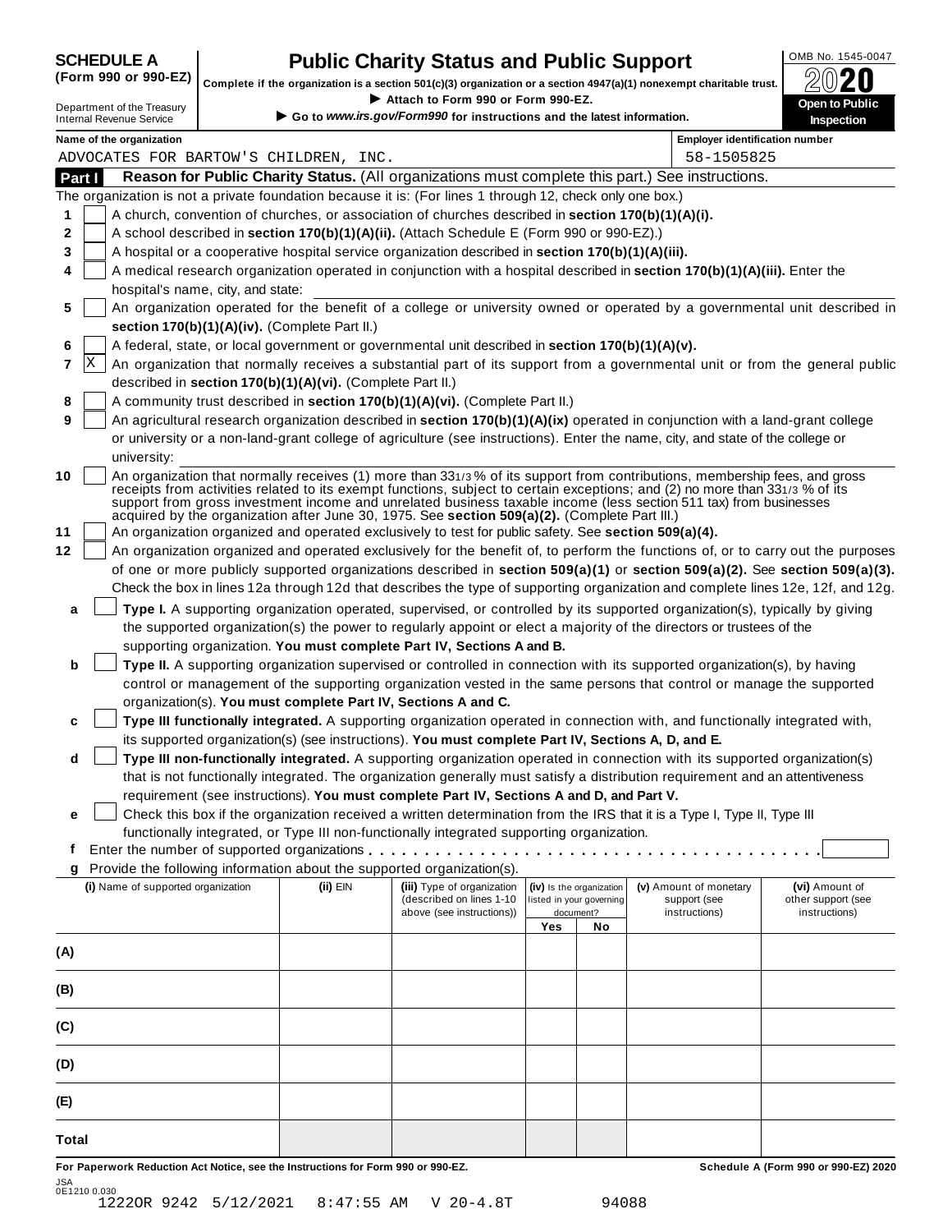**SCHEDULE A**
**(Form 990 or 990-EZ)**

Department of the Treasury
Internal Revenue Service

# Public Charity Status and Public Support

**Complete if the organization is a section 501(c)(3) organization or a section 4947(a)(1) nonexempt charitable trust.**
▶ Attach to Form 990 or Form 990-EZ.
▶ Go to *www.irs.gov/Form990* for instructions and the latest information.

OMB No. 1545-0047
**2020**
**Open to Public Inspection**

**Name of the organization**
ADVOCATES FOR BARTOW'S CHILDREN, INC.

**Employer identification number**
58-1505825

## Part I — Reason for Public Charity Status. (All organizations must complete this part.) See instructions.

The organization is not a private foundation because it is: (For lines 1 through 12, check only one box.)

1 [ ] A church, convention of churches, or association of churches described in **section 170(b)(1)(A)(i).**
2 [ ] A school described in **section 170(b)(1)(A)(ii).** (Attach Schedule E (Form 990 or 990-EZ).)
3 [ ] A hospital or a cooperative hospital service organization described in **section 170(b)(1)(A)(iii).**
4 [ ] A medical research organization operated in conjunction with a hospital described in **section 170(b)(1)(A)(iii).** Enter the hospital's name, city, and state:
5 [ ] An organization operated for the benefit of a college or university owned or operated by a governmental unit described in **section 170(b)(1)(A)(iv).** (Complete Part II.)
6 [ ] A federal, state, or local government or governmental unit described in **section 170(b)(1)(A)(v).**
7 [X] An organization that normally receives a substantial part of its support from a governmental unit or from the general public described in **section 170(b)(1)(A)(vi).** (Complete Part II.)
8 [ ] A community trust described in **section 170(b)(1)(A)(vi).** (Complete Part II.)
9 [ ] An agricultural research organization described in **section 170(b)(1)(A)(ix)** operated in conjunction with a land-grant college or university or a non-land-grant college of agriculture (see instructions). Enter the name, city, and state of the college or university:
10 [ ] An organization that normally receives (1) more than 33 1/3 % of its support from contributions, membership fees, and gross receipts from activities related to its exempt functions, subject to certain exceptions; and (2) no more than 33 1/3 % of its support from gross investment income and unrelated business taxable income (less section 511 tax) from businesses acquired by the organization after June 30, 1975. See **section 509(a)(2).** (Complete Part III.)
11 [ ] An organization organized and operated exclusively to test for public safety. See **section 509(a)(4).**
12 [ ] An organization organized and operated exclusively for the benefit of, to perform the functions of, or to carry out the purposes of one or more publicly supported organizations described in **section 509(a)(1)** or **section 509(a)(2).** See **section 509(a)(3).** Check the box in lines 12a through 12d that describes the type of supporting organization and complete lines 12e, 12f, and 12g.

a [ ] **Type I.** A supporting organization operated, supervised, or controlled by its supported organization(s), typically by giving the supported organization(s) the power to regularly appoint or elect a majority of the directors or trustees of the supporting organization. **You must complete Part IV, Sections A and B.**

b [ ] **Type II.** A supporting organization supervised or controlled in connection with its supported organization(s), by having control or management of the supporting organization vested in the same persons that control or manage the supported organization(s). **You must complete Part IV, Sections A and C.**

c [ ] **Type III functionally integrated.** A supporting organization operated in connection with, and functionally integrated with, its supported organization(s) (see instructions). **You must complete Part IV, Sections A, D, and E.**

d [ ] **Type III non-functionally integrated.** A supporting organization operated in connection with its supported organization(s) that is not functionally integrated. The organization generally must satisfy a distribution requirement and an attentiveness requirement (see instructions). **You must complete Part IV, Sections A and D, and Part V.**

e [ ] Check this box if the organization received a written determination from the IRS that it is a Type I, Type II, Type III functionally integrated, or Type III non-functionally integrated supporting organization.

f Enter the number of supported organizations

g Provide the following information about the supported organization(s).

| (i) Name of supported organization | (ii) EIN | (iii) Type of organization (described on lines 1-10 above (see instructions)) | (iv) Is the organization listed in your governing document? Yes | No | (v) Amount of monetary support (see instructions) | (vi) Amount of other support (see instructions) |
|---|---|---|---|---|---|---|
| (A) | | | | | | |
| (B) | | | | | | |
| (C) | | | | | | |
| (D) | | | | | | |
| (E) | | | | | | |
| Total | | | | | | |

**For Paperwork Reduction Act Notice, see the Instructions for Form 990 or 990-EZ.** **Schedule A (Form 990 or 990-EZ) 2020**

JSA
0E1210 0.030
1222OR 9242 5/12/2021 8:47:55 AM V 20-4.8T 94088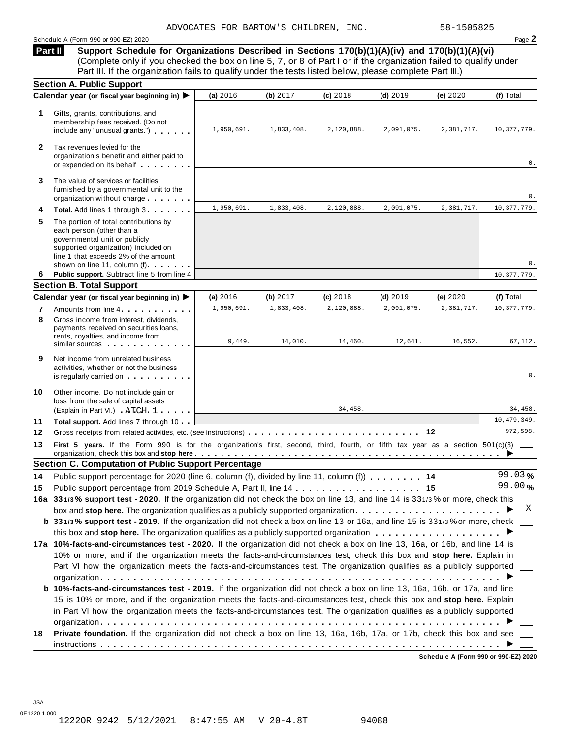ADVOCATES FOR BARTOW'S CHILDREN, INC. 58-1505825

Schedule A (Form 990 or 990-EZ) 2020 Page **2**

## Part II Support Schedule for Organizations Described in Sections 170(b)(1)(A)(iv) and 170(b)(1)(A)(vi)

(Complete only if you checked the box on line 5, 7, or 8 of Part I or if the organization failed to qualify under Part III. If the organization fails to qualify under the tests listed below, please complete Part III.)

### Section A. Public Support

| | Calendar year (or fiscal year beginning in) ▶ | (a) 2016 | (b) 2017 | (c) 2018 | (d) 2019 | (e) 2020 | (f) Total |
|---|---|---|---|---|---|---|---|
| 1 | Gifts, grants, contributions, and membership fees received. (Do not include any "unusual grants.") | 1,950,691. | 1,833,408. | 2,120,888. | 2,091,075. | 2,381,717. | 10,377,779. |
| 2 | Tax revenues levied for the organization's benefit and either paid to or expended on its behalf | | | | | | 0. |
| 3 | The value of services or facilities furnished by a governmental unit to the organization without charge | | | | | | 0. |
| 4 | **Total.** Add lines 1 through 3 | 1,950,691. | 1,833,408. | 2,120,888. | 2,091,075. | 2,381,717. | 10,377,779. |
| 5 | The portion of total contributions by each person (other than a governmental unit or publicly supported organization) included on line 1 that exceeds 2% of the amount shown on line 11, column (f) | | | | | | 0. |
| 6 | **Public support.** Subtract line 5 from line 4 | | | | | | 10,377,779. |

### Section B. Total Support

| | Calendar year (or fiscal year beginning in) ▶ | (a) 2016 | (b) 2017 | (c) 2018 | (d) 2019 | (e) 2020 | (f) Total |
|---|---|---|---|---|---|---|---|
| 7 | Amounts from line 4 | 1,950,691. | 1,833,408. | 2,120,888. | 2,091,075. | 2,381,717. | 10,377,779. |
| 8 | Gross income from interest, dividends, payments received on securities loans, rents, royalties, and income from similar sources | 9,449. | 14,010. | 14,460. | 12,641. | 16,552. | 67,112. |
| 9 | Net income from unrelated business activities, whether or not the business is regularly carried on | | | | | | 0. |
| 10 | Other income. Do not include gain or loss from the sale of capital assets (Explain in Part VI.) ATCH 1 | | | 34,458. | | | 34,458. |
| 11 | **Total support.** Add lines 7 through 10 | | | | | | 10,479,349. |
| 12 | Gross receipts from related activities, etc. (see instructions) | | | | | 12 | 972,598. |

**13** **First 5 years.** If the Form 990 is for the organization's first, second, third, fourth, or fifth tax year as a section 501(c)(3) organization, check this box and **stop here** ▶ ☐

### Section C. Computation of Public Support Percentage

**14** Public support percentage for 2020 (line 6, column (f), divided by line 11, column (f)) . . . **14** 99.03 %

**15** Public support percentage from 2019 Schedule A, Part II, line 14 . . . **15** 99.00 %

**16a 33 1/3 % support test - 2020.** If the organization did not check the box on line 13, and line 14 is 33 1/3 % or more, check this box and **stop here.** The organization qualifies as a publicly supported organization ▶ ☒

**b 33 1/3 % support test - 2019.** If the organization did not check a box on line 13 or 16a, and line 15 is 33 1/3 % or more, check this box and **stop here.** The organization qualifies as a publicly supported organization ▶ ☐

**17a 10%-facts-and-circumstances test - 2020.** If the organization did not check a box on line 13, 16a, or 16b, and line 14 is 10% or more, and if the organization meets the facts-and-circumstances test, check this box and **stop here.** Explain in Part VI how the organization meets the facts-and-circumstances test. The organization qualifies as a publicly supported organization ▶ ☐

**b 10%-facts-and-circumstances test - 2019.** If the organization did not check a box on line 13, 16a, 16b, or 17a, and line 15 is 10% or more, and if the organization meets the facts-and-circumstances test, check this box and **stop here.** Explain in Part VI how the organization meets the facts-and-circumstances test. The organization qualifies as a publicly supported organization ▶ ☐

**18** **Private foundation.** If the organization did not check a box on line 13, 16a, 16b, 17a, or 17b, check this box and see instructions ▶ ☐

**Schedule A (Form 990 or 990-EZ) 2020**

JSA
0E1220 1.000
1222OR 9242 5/12/2021 8:47:55 AM V 20-4.8T 94088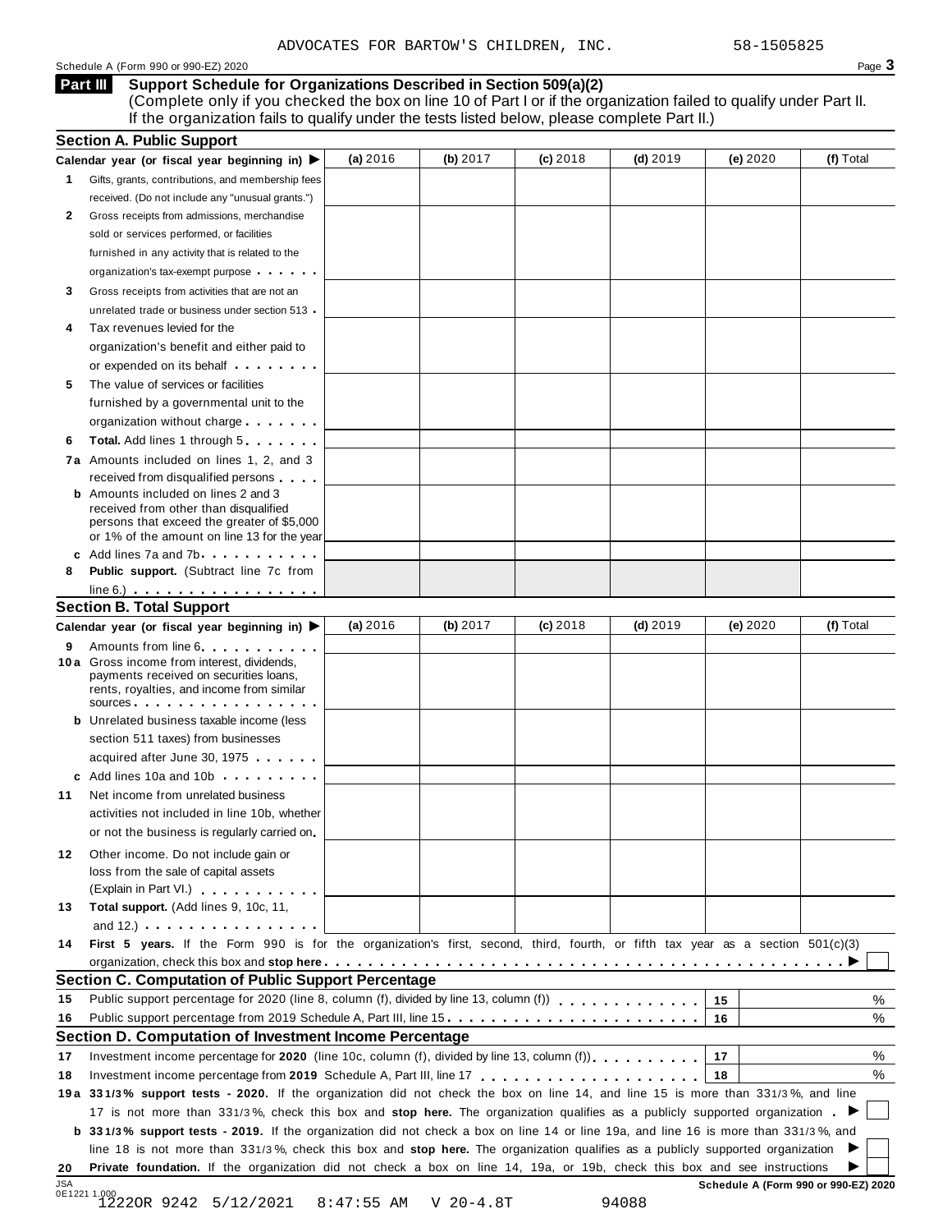ADVOCATES FOR BARTOW'S CHILDREN, INC. 58-1505825

Schedule A (Form 990 or 990-EZ) 2020 Page **3**

## Part III Support Schedule for Organizations Described in Section 509(a)(2)

(Complete only if you checked the box on line 10 of Part I or if the organization failed to qualify under Part II. If the organization fails to qualify under the tests listed below, please complete Part II.)

### Section A. Public Support

| Calendar year (or fiscal year beginning in) ▶ | (a) 2016 | (b) 2017 | (c) 2018 | (d) 2019 | (e) 2020 | (f) Total |
|---|---|---|---|---|---|---|
| **1** Gifts, grants, contributions, and membership fees received. (Do not include any "unusual grants.") | | | | | | |
| **2** Gross receipts from admissions, merchandise sold or services performed, or facilities furnished in any activity that is related to the organization's tax-exempt purpose | | | | | | |
| **3** Gross receipts from activities that are not an unrelated trade or business under section 513 | | | | | | |
| **4** Tax revenues levied for the organization's benefit and either paid to or expended on its behalf | | | | | | |
| **5** The value of services or facilities furnished by a governmental unit to the organization without charge | | | | | | |
| **6** **Total.** Add lines 1 through 5 | | | | | | |
| **7a** Amounts included on lines 1, 2, and 3 received from disqualified persons | | | | | | |
| **b** Amounts included on lines 2 and 3 received from other than disqualified persons that exceed the greater of $5,000 or 1% of the amount on line 13 for the year | | | | | | |
| **c** Add lines 7a and 7b | | | | | | |
| **8** **Public support.** (Subtract line 7c from line 6.) | | | | | | |

### Section B. Total Support

| Calendar year (or fiscal year beginning in) ▶ | (a) 2016 | (b) 2017 | (c) 2018 | (d) 2019 | (e) 2020 | (f) Total |
|---|---|---|---|---|---|---|
| **9** Amounts from line 6 | | | | | | |
| **10a** Gross income from interest, dividends, payments received on securities loans, rents, royalties, and income from similar sources | | | | | | |
| **b** Unrelated business taxable income (less section 511 taxes) from businesses acquired after June 30, 1975 | | | | | | |
| **c** Add lines 10a and 10b | | | | | | |
| **11** Net income from unrelated business activities not included in line 10b, whether or not the business is regularly carried on | | | | | | |
| **12** Other income. Do not include gain or loss from the sale of capital assets (Explain in Part VI.) | | | | | | |
| **13** **Total support.** (Add lines 9, 10c, 11, and 12.) | | | | | | |

**14** **First 5 years.** If the Form 990 is for the organization's first, second, third, fourth, or fifth tax year as a section 501(c)(3) organization, check this box and **stop here** ▶ ☐

### Section C. Computation of Public Support Percentage

| | | | |
|---|---|---|---|
| **15** | Public support percentage for 2020 (line 8, column (f), divided by line 13, column (f)) | 15 | % |
| **16** | Public support percentage from 2019 Schedule A, Part III, line 15 | 16 | % |

### Section D. Computation of Investment Income Percentage

| | | | |
|---|---|---|---|
| **17** | Investment income percentage for **2020** (line 10c, column (f), divided by line 13, column (f)) | 17 | % |
| **18** | Investment income percentage from **2019** Schedule A, Part III, line 17 | 18 | % |

**19a** **33 1/3% support tests - 2020.** If the organization did not check the box on line 14, and line 15 is more than 33 1/3%, and line 17 is not more than 33 1/3%, check this box and **stop here.** The organization qualifies as a publicly supported organization ▶ ☐

**b** **33 1/3% support tests - 2019.** If the organization did not check a box on line 14 or line 19a, and line 16 is more than 33 1/3%, and line 18 is not more than 33 1/3%, check this box and **stop here.** The organization qualifies as a publicly supported organization ▶ ☐

**20** **Private foundation.** If the organization did not check a box on line 14, 19a, or 19b, check this box and see instructions ▶ ☐

**Schedule A (Form 990 or 990-EZ) 2020**

JSA 0E1221 1.000
12220R 9242 5/12/2021 8:47:55 AM V 20-4.8T 94088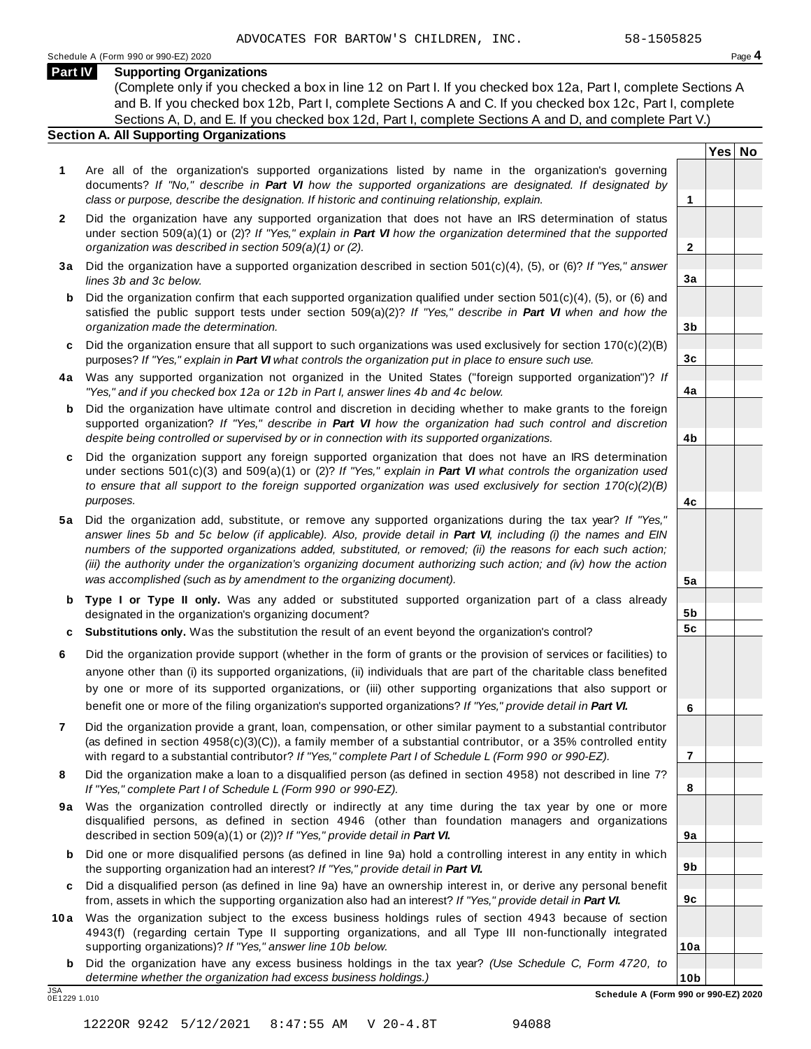ADVOCATES FOR BARTOW'S CHILDREN, INC. 58-1505825

Schedule A (Form 990 or 990-EZ) 2020 Page **4**

## Part IV Supporting Organizations

(Complete only if you checked a box in line 12 on Part I. If you checked box 12a, Part I, complete Sections A and B. If you checked box 12b, Part I, complete Sections A and C. If you checked box 12c, Part I, complete Sections A, D, and E. If you checked box 12d, Part I, complete Sections A and D, and complete Part V.)

### Section A. All Supporting Organizations

| | | | Yes | No |
|---|---|---|---|---|
| **1** | Are all of the organization's supported organizations listed by name in the organization's governing documents? *If "No," describe in **Part VI** how the supported organizations are designated. If designated by class or purpose, describe the designation. If historic and continuing relationship, explain.* | **1** | | |
| **2** | Did the organization have any supported organization that does not have an IRS determination of status under section 509(a)(1) or (2)? *If "Yes," explain in **Part VI** how the organization determined that the supported organization was described in section 509(a)(1) or (2).* | **2** | | |
| **3a** | Did the organization have a supported organization described in section 501(c)(4), (5), or (6)? *If "Yes," answer lines 3b and 3c below.* | **3a** | | |
| **b** | Did the organization confirm that each supported organization qualified under section 501(c)(4), (5), or (6) and satisfied the public support tests under section 509(a)(2)? *If "Yes," describe in **Part VI** when and how the organization made the determination.* | **3b** | | |
| **c** | Did the organization ensure that all support to such organizations was used exclusively for section 170(c)(2)(B) purposes? *If "Yes," explain in **Part VI** what controls the organization put in place to ensure such use.* | **3c** | | |
| **4a** | Was any supported organization not organized in the United States ("foreign supported organization")? *If "Yes," and if you checked box 12a or 12b in Part I, answer lines 4b and 4c below.* | **4a** | | |
| **b** | Did the organization have ultimate control and discretion in deciding whether to make grants to the foreign supported organization? *If "Yes," describe in **Part VI** how the organization had such control and discretion despite being controlled or supervised by or in connection with its supported organizations.* | **4b** | | |
| **c** | Did the organization support any foreign supported organization that does not have an IRS determination under sections 501(c)(3) and 509(a)(1) or (2)? *If "Yes," explain in **Part VI** what controls the organization used to ensure that all support to the foreign supported organization was used exclusively for section 170(c)(2)(B) purposes.* | **4c** | | |
| **5a** | Did the organization add, substitute, or remove any supported organizations during the tax year? *If "Yes," answer lines 5b and 5c below (if applicable). Also, provide detail in **Part VI**, including (i) the names and EIN numbers of the supported organizations added, substituted, or removed; (ii) the reasons for each such action; (iii) the authority under the organization's organizing document authorizing such action; and (iv) how the action was accomplished (such as by amendment to the organizing document).* | **5a** | | |
| **b** | **Type I or Type II only.** Was any added or substituted supported organization part of a class already designated in the organization's organizing document? | **5b** | | |
| **c** | **Substitutions only.** Was the substitution the result of an event beyond the organization's control? | **5c** | | |
| **6** | Did the organization provide support (whether in the form of grants or the provision of services or facilities) to anyone other than (i) its supported organizations, (ii) individuals that are part of the charitable class benefited by one or more of its supported organizations, or (iii) other supporting organizations that also support or benefit one or more of the filing organization's supported organizations? *If "Yes," provide detail in **Part VI.*** | **6** | | |
| **7** | Did the organization provide a grant, loan, compensation, or other similar payment to a substantial contributor (as defined in section 4958(c)(3)(C)), a family member of a substantial contributor, or a 35% controlled entity with regard to a substantial contributor? *If "Yes," complete Part I of Schedule L (Form 990 or 990-EZ).* | **7** | | |
| **8** | Did the organization make a loan to a disqualified person (as defined in section 4958) not described in line 7? *If "Yes," complete Part I of Schedule L (Form 990 or 990-EZ).* | **8** | | |
| **9a** | Was the organization controlled directly or indirectly at any time during the tax year by one or more disqualified persons, as defined in section 4946 (other than foundation managers and organizations described in section 509(a)(1) or (2))? *If "Yes," provide detail in **Part VI.*** | **9a** | | |
| **b** | Did one or more disqualified persons (as defined in line 9a) hold a controlling interest in any entity in which the supporting organization had an interest? *If "Yes," provide detail in **Part VI.*** | **9b** | | |
| **c** | Did a disqualified person (as defined in line 9a) have an ownership interest in, or derive any personal benefit from, assets in which the supporting organization also had an interest? *If "Yes," provide detail in **Part VI.*** | **9c** | | |
| **10a** | Was the organization subject to the excess business holdings rules of section 4943 because of section 4943(f) (regarding certain Type II supporting organizations, and all Type III non-functionally integrated supporting organizations)? *If "Yes," answer line 10b below.* | **10a** | | |
| **b** | Did the organization have any excess business holdings in the tax year? *(Use Schedule C, Form 4720, to determine whether the organization had excess business holdings.)* | **10b** | | |

JSA 0E1229 1.010 **Schedule A (Form 990 or 990-EZ) 2020**

1222OR 9242 5/12/2021 8:47:55 AM V 20-4.8T 94088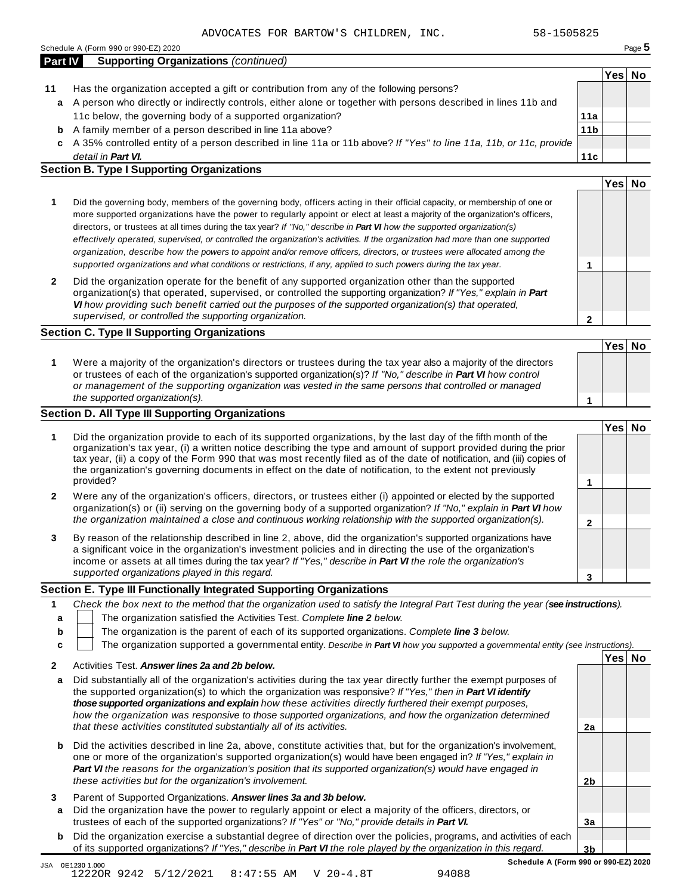ADVOCATES FOR BARTOW'S CHILDREN, INC. 58-1505825

Schedule A (Form 990 or 990-EZ) 2020

## Part IV Supporting Organizations *(continued)*

| | | | Yes | No |
|---|---|---|---|---|
| **11** | Has the organization accepted a gift or contribution from any of the following persons? | | | |
| **a** | A person who directly or indirectly controls, either alone or together with persons described in lines 11b and 11c below, the governing body of a supported organization? | **11a** | | |
| **b** | A family member of a person described in line 11a above? | **11b** | | |
| **c** | A 35% controlled entity of a person described in line 11a or 11b above? *If "Yes" to line 11a, 11b, or 11c, provide detail in **Part VI**.* | **11c** | | |

### Section B. Type I Supporting Organizations

| | | | Yes | No |
|---|---|---|---|---|
| **1** | Did the governing body, members of the governing body, officers acting in their official capacity, or membership of one or more supported organizations have the power to regularly appoint or elect at least a majority of the organization's officers, directors, or trustees at all times during the tax year? *If "No," describe in **Part VI** how the supported organization(s) effectively operated, supervised, or controlled the organization's activities. If the organization had more than one supported organization, describe how the powers to appoint and/or remove officers, directors, or trustees were allocated among the supported organizations and what conditions or restrictions, if any, applied to such powers during the tax year.* | **1** | | |
| **2** | Did the organization operate for the benefit of any supported organization other than the supported organization(s) that operated, supervised, or controlled the supporting organization? *If "Yes," explain in **Part VI** how providing such benefit carried out the purposes of the supported organization(s) that operated, supervised, or controlled the supporting organization.* | **2** | | |

### Section C. Type II Supporting Organizations

| | | | Yes | No |
|---|---|---|---|---|
| **1** | Were a majority of the organization's directors or trustees during the tax year also a majority of the directors or trustees of each of the organization's supported organization(s)? *If "No," describe in **Part VI** how control or management of the supporting organization was vested in the same persons that controlled or managed the supported organization(s).* | **1** | | |

### Section D. All Type III Supporting Organizations

| | | | Yes | No |
|---|---|---|---|---|
| **1** | Did the organization provide to each of its supported organizations, by the last day of the fifth month of the organization's tax year, (i) a written notice describing the type and amount of support provided during the prior tax year, (ii) a copy of the Form 990 that was most recently filed as of the date of notification, and (iii) copies of the organization's governing documents in effect on the date of notification, to the extent not previously provided? | **1** | | |
| **2** | Were any of the organization's officers, directors, or trustees either (i) appointed or elected by the supported organization(s) or (ii) serving on the governing body of a supported organization? *If "No," explain in **Part VI** how the organization maintained a close and continuous working relationship with the supported organization(s).* | **2** | | |
| **3** | By reason of the relationship described in line 2, above, did the organization's supported organizations have a significant voice in the organization's investment policies and in directing the use of the organization's income or assets at all times during the tax year? *If "Yes," describe in **Part VI** the role the organization's supported organizations played in this regard.* | **3** | | |

### Section E. Type III Functionally Integrated Supporting Organizations

**1** *Check the box next to the method that the organization used to satisfy the Integral Part Test during the year (**see instructions**).*

- **a** ☐ The organization satisfied the Activities Test. *Complete **line 2** below.*
- **b** ☐ The organization is the parent of each of its supported organizations. *Complete **line 3** below.*
- **c** ☐ The organization supported a governmental entity. *Describe in **Part VI** how you supported a governmental entity (see instructions).*

| | | | Yes | No |
|---|---|---|---|---|
| **2** | Activities Test. ***Answer lines 2a and 2b below.*** | | | |
| **a** | Did substantially all of the organization's activities during the tax year directly further the exempt purposes of the supported organization(s) to which the organization was responsive? *If "Yes," then in **Part VI identify those supported organizations and explain** how these activities directly furthered their exempt purposes, how the organization was responsive to those supported organizations, and how the organization determined that these activities constituted substantially all of its activities.* | **2a** | | |
| **b** | Did the activities described in line 2a, above, constitute activities that, but for the organization's involvement, one or more of the organization's supported organization(s) would have been engaged in? *If "Yes," explain in **Part VI** the reasons for the organization's position that its supported organization(s) would have engaged in these activities but for the organization's involvement.* | **2b** | | |
| **3** | Parent of Supported Organizations. ***Answer lines 3a and 3b below.*** | | | |
| **a** | Did the organization have the power to regularly appoint or elect a majority of the officers, directors, or trustees of each of the supported organizations? *If "Yes" or "No," provide details in **Part VI**.* | **3a** | | |
| **b** | Did the organization exercise a substantial degree of direction over the policies, programs, and activities of each of its supported organizations? *If "Yes," describe in **Part VI** the role played by the organization in this regard.* | **3b** | | |

JSA 0E1230 1.000 **Schedule A (Form 990 or 990-EZ) 2020**

1222OR 9242 5/12/2021 8:47:55 AM V 20-4.8T 94088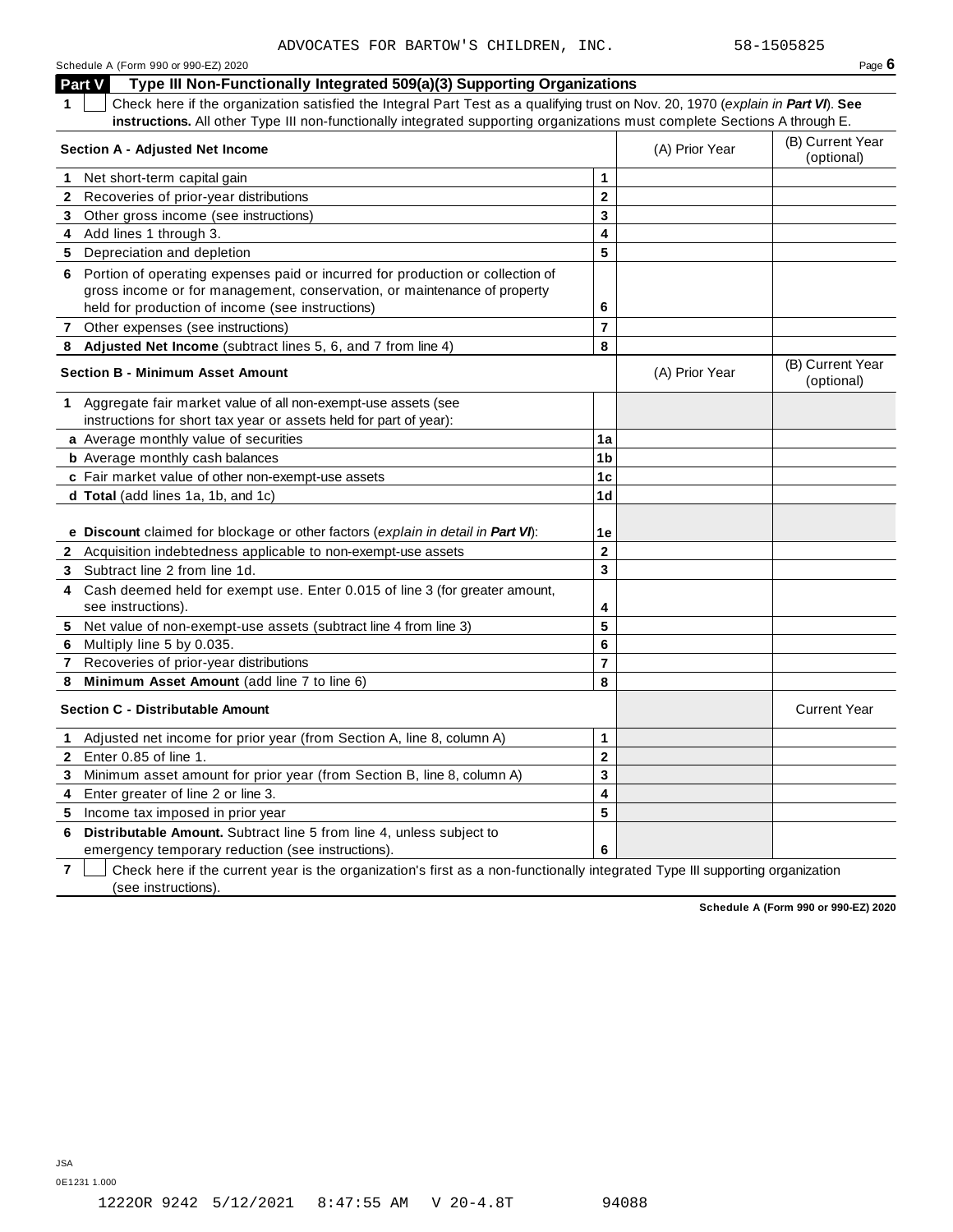ADVOCATES FOR BARTOW'S CHILDREN, INC. 58-1505825

Schedule A (Form 990 or 990-EZ) 2020 Page **6**

## Part V Type III Non-Functionally Integrated 509(a)(3) Supporting Organizations

**1** ☐ Check here if the organization satisfied the Integral Part Test as a qualifying trust on Nov. 20, 1970 (*explain in **Part VI***). **See instructions.** All other Type III non-functionally integrated supporting organizations must complete Sections A through E.

| **Section A - Adjusted Net Income** | | (A) Prior Year | (B) Current Year (optional) |
|---|---|---|---|
| **1** Net short-term capital gain | **1** | | |
| **2** Recoveries of prior-year distributions | **2** | | |
| **3** Other gross income (see instructions) | **3** | | |
| **4** Add lines 1 through 3. | **4** | | |
| **5** Depreciation and depletion | **5** | | |
| **6** Portion of operating expenses paid or incurred for production or collection of gross income or for management, conservation, or maintenance of property held for production of income (see instructions) | **6** | | |
| **7** Other expenses (see instructions) | **7** | | |
| **8** **Adjusted Net Income** (subtract lines 5, 6, and 7 from line 4) | **8** | | |

| **Section B - Minimum Asset Amount** | | (A) Prior Year | (B) Current Year (optional) |
|---|---|---|---|
| **1** Aggregate fair market value of all non-exempt-use assets (see instructions for short tax year or assets held for part of year): | | | |
| **a** Average monthly value of securities | **1a** | | |
| **b** Average monthly cash balances | **1b** | | |
| **c** Fair market value of other non-exempt-use assets | **1c** | | |
| **d** **Total** (add lines 1a, 1b, and 1c) | **1d** | | |
| **e** **Discount** claimed for blockage or other factors (*explain in detail in **Part VI***): | **1e** | | |
| **2** Acquisition indebtedness applicable to non-exempt-use assets | **2** | | |
| **3** Subtract line 2 from line 1d. | **3** | | |
| **4** Cash deemed held for exempt use. Enter 0.015 of line 3 (for greater amount, see instructions). | **4** | | |
| **5** Net value of non-exempt-use assets (subtract line 4 from line 3) | **5** | | |
| **6** Multiply line 5 by 0.035. | **6** | | |
| **7** Recoveries of prior-year distributions | **7** | | |
| **8** **Minimum Asset Amount** (add line 7 to line 6) | **8** | | |

| **Section C - Distributable Amount** | | | Current Year |
|---|---|---|---|
| **1** Adjusted net income for prior year (from Section A, line 8, column A) | **1** | | |
| **2** Enter 0.85 of line 1. | **2** | | |
| **3** Minimum asset amount for prior year (from Section B, line 8, column A) | **3** | | |
| **4** Enter greater of line 2 or line 3. | **4** | | |
| **5** Income tax imposed in prior year | **5** | | |
| **6** **Distributable Amount.** Subtract line 5 from line 4, unless subject to emergency temporary reduction (see instructions). | **6** | | |

**7** ☐ Check here if the current year is the organization's first as a non-functionally integrated Type III supporting organization (see instructions).

**Schedule A (Form 990 or 990-EZ) 2020**

JSA
0E1231 1.000

1222OR 9242 5/12/2021 8:47:55 AM V 20-4.8T 94088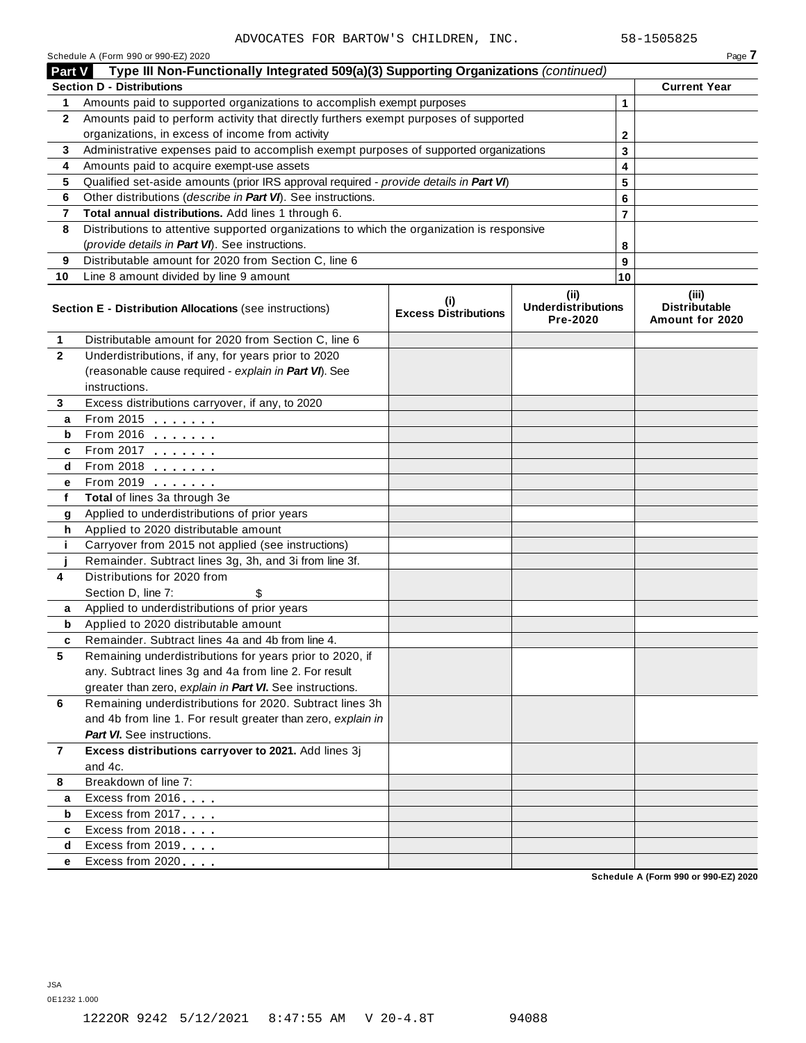ADVOCATES FOR BARTOW'S CHILDREN, INC. 58-1505825

Schedule A (Form 990 or 990-EZ) 2020 Page **7**

## Part V Type III Non-Functionally Integrated 509(a)(3) Supporting Organizations *(continued)*

| **Section D - Distributions** | | | **Current Year** |
|---|---|---|---|
| 1 | Amounts paid to supported organizations to accomplish exempt purposes | 1 | |
| 2 | Amounts paid to perform activity that directly furthers exempt purposes of supported organizations, in excess of income from activity | 2 | |
| 3 | Administrative expenses paid to accomplish exempt purposes of supported organizations | 3 | |
| 4 | Amounts paid to acquire exempt-use assets | 4 | |
| 5 | Qualified set-aside amounts (prior IRS approval required - *provide details in **Part VI***) | 5 | |
| 6 | Other distributions (*describe in **Part VI***). See instructions. | 6 | |
| 7 | **Total annual distributions.** Add lines 1 through 6. | 7 | |
| 8 | Distributions to attentive supported organizations to which the organization is responsive (*provide details in **Part VI***). See instructions. | 8 | |
| 9 | Distributable amount for 2020 from Section C, line 6 | 9 | |
| 10 | Line 8 amount divided by line 9 amount | 10 | |

| | **Section E - Distribution Allocations** (see instructions) | **(i) Excess Distributions** | **(ii) Underdistributions Pre-2020** | **(iii) Distributable Amount for 2020** |
|---|---|---|---|---|
| 1 | Distributable amount for 2020 from Section C, line 6 | | | |
| 2 | Underdistributions, if any, for years prior to 2020 (reasonable cause required - *explain in **Part VI***). See instructions. | | | |
| 3 | Excess distributions carryover, if any, to 2020 | | | |
| a | From 2015 | | | |
| b | From 2016 | | | |
| c | From 2017 | | | |
| d | From 2018 | | | |
| e | From 2019 | | | |
| f | **Total** of lines 3a through 3e | | | |
| g | Applied to underdistributions of prior years | | | |
| h | Applied to 2020 distributable amount | | | |
| i | Carryover from 2015 not applied (see instructions) | | | |
| j | Remainder. Subtract lines 3g, 3h, and 3i from line 3f. | | | |
| 4 | Distributions for 2020 from Section D, line 7: $ | | | |
| a | Applied to underdistributions of prior years | | | |
| b | Applied to 2020 distributable amount | | | |
| c | Remainder. Subtract lines 4a and 4b from line 4. | | | |
| 5 | Remaining underdistributions for years prior to 2020, if any. Subtract lines 3g and 4a from line 2. For result greater than zero, *explain in **Part VI***. See instructions. | | | |
| 6 | Remaining underdistributions for 2020. Subtract lines 3h and 4b from line 1. For result greater than zero, *explain in **Part VI***. See instructions. | | | |
| 7 | **Excess distributions carryover to 2021.** Add lines 3j and 4c. | | | |
| 8 | Breakdown of line 7: | | | |
| a | Excess from 2016 | | | |
| b | Excess from 2017 | | | |
| c | Excess from 2018 | | | |
| d | Excess from 2019 | | | |
| e | Excess from 2020 | | | |

**Schedule A (Form 990 or 990-EZ) 2020**

JSA
0E1232 1.000

1222OR 9242 5/12/2021 8:47:55 AM V 20-4.8T 94088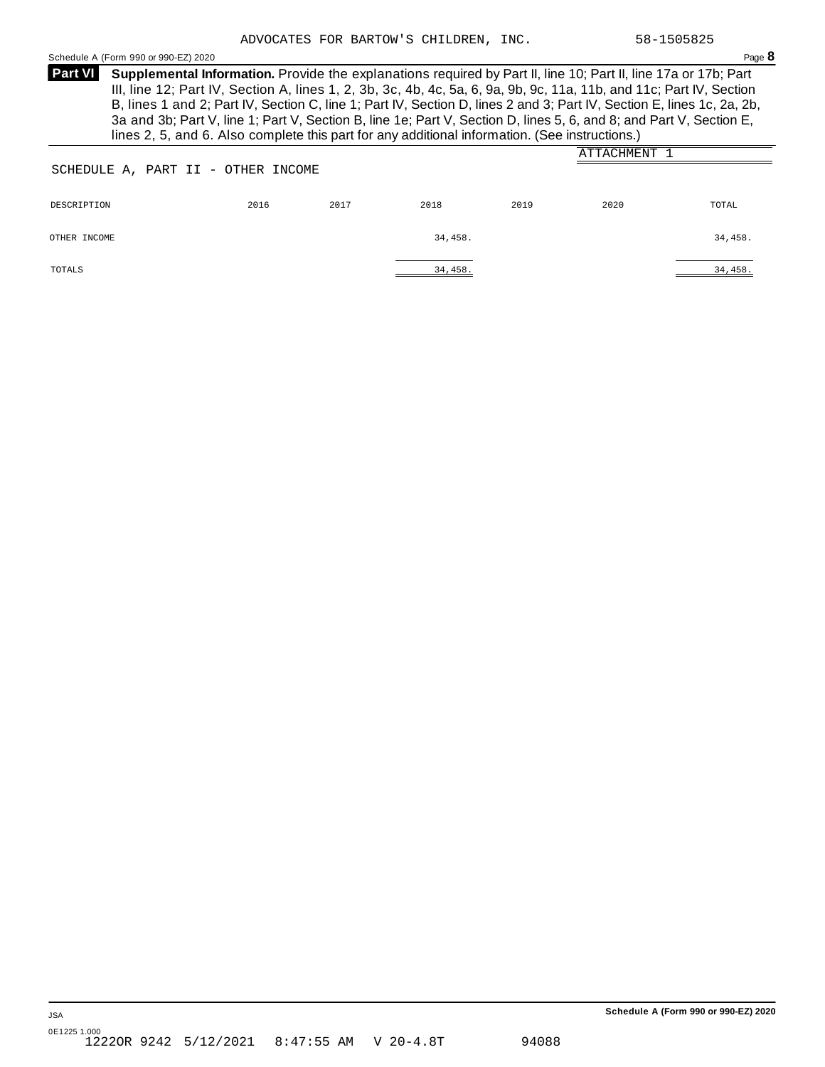ADVOCATES FOR BARTOW'S CHILDREN, INC. 58-1505825

Schedule A (Form 990 or 990-EZ) 2020

**Part VI** **Supplemental Information.** Provide the explanations required by Part II, line 10; Part II, line 17a or 17b; Part III, line 12; Part IV, Section A, lines 1, 2, 3b, 3c, 4b, 4c, 5a, 6, 9a, 9b, 9c, 11a, 11b, and 11c; Part IV, Section B, lines 1 and 2; Part IV, Section C, line 1; Part IV, Section D, lines 2 and 3; Part IV, Section E, lines 1c, 2a, 2b, 3a and 3b; Part V, line 1; Part V, Section B, line 1e; Part V, Section D, lines 5, 6, and 8; and Part V, Section E, lines 2, 5, and 6. Also complete this part for any additional information. (See instructions.)

ATTACHMENT 1

SCHEDULE A, PART II - OTHER INCOME

| DESCRIPTION | 2016 | 2017 | 2018 | 2019 | 2020 | TOTAL |
|---|---|---|---|---|---|---|
| OTHER INCOME | | | 34,458. | | | 34,458. |
| TOTALS | | | 34,458. | | | 34,458. |

JSA

0E1225 1.000

1222OR 9242 5/12/2021 8:47:55 AM V 20-4.8T 94088

Schedule A (Form 990 or 990-EZ) 2020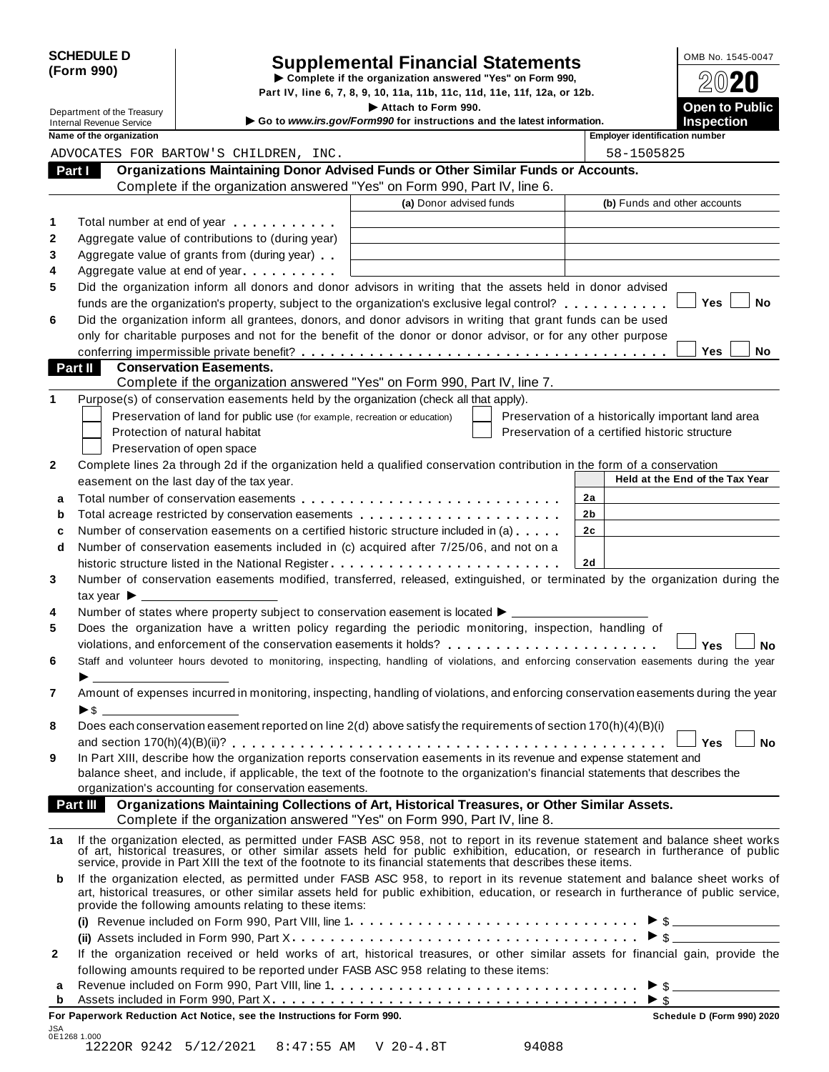**SCHEDULE D (Form 990)**

Department of the Treasury
Internal Revenue Service

# Supplemental Financial Statements

▶ Complete if the organization answered "Yes" on Form 990, Part IV, line 6, 7, 8, 9, 10, 11a, 11b, 11c, 11d, 11e, 11f, 12a, or 12b.

▶ Attach to Form 990.

▶ Go to www.irs.gov/Form990 for instructions and the latest information.

OMB No. 1545-0047

2020

**Open to Public Inspection**

| Name of the organization | Employer identification number |
|---|---|
| ADVOCATES FOR BARTOW'S CHILDREN, INC. | 58-1505825 |

## Part I Organizations Maintaining Donor Advised Funds or Other Similar Funds or Accounts.

Complete if the organization answered "Yes" on Form 990, Part IV, line 6.

| | | (a) Donor advised funds | (b) Funds and other accounts |
|---|---|---|---|
| 1 | Total number at end of year | | |
| 2 | Aggregate value of contributions to (during year) | | |
| 3 | Aggregate value of grants from (during year) | | |
| 4 | Aggregate value at end of year | | |

5 Did the organization inform all donors and donor advisors in writing that the assets held in donor advised funds are the organization's property, subject to the organization's exclusive legal control? ☐ Yes ☐ No

6 Did the organization inform all grantees, donors, and donor advisors in writing that grant funds can be used only for charitable purposes and not for the benefit of the donor or donor advisor, or for any other purpose conferring impermissible private benefit? ☐ Yes ☐ No

## Part II Conservation Easements.

Complete if the organization answered "Yes" on Form 990, Part IV, line 7.

1 Purpose(s) of conservation easements held by the organization (check all that apply).

- ☐ Preservation of land for public use (for example, recreation or education)
- ☐ Protection of natural habitat
- ☐ Preservation of open space
- ☐ Preservation of a historically important land area
- ☐ Preservation of a certified historic structure

2 Complete lines 2a through 2d if the organization held a qualified conservation contribution in the form of a conservation easement on the last day of the tax year.

| | | | Held at the End of the Tax Year |
|---|---|---|---|
| a | Total number of conservation easements | 2a | |
| b | Total acreage restricted by conservation easements | 2b | |
| c | Number of conservation easements on a certified historic structure included in (a) | 2c | |
| d | Number of conservation easements included in (c) acquired after 7/25/06, and not on a historic structure listed in the National Register | 2d | |

3 Number of conservation easements modified, transferred, released, extinguished, or terminated by the organization during the tax year ▶

4 Number of states where property subject to conservation easement is located ▶

5 Does the organization have a written policy regarding the periodic monitoring, inspection, handling of violations, and enforcement of the conservation easements it holds? ☐ Yes ☐ No

6 Staff and volunteer hours devoted to monitoring, inspecting, handling of violations, and enforcing conservation easements during the year ▶

7 Amount of expenses incurred in monitoring, inspecting, handling of violations, and enforcing conservation easements during the year ▶ $

8 Does each conservation easement reported on line 2(d) above satisfy the requirements of section 170(h)(4)(B)(i) and section 170(h)(4)(B)(ii)? ☐ Yes ☐ No

9 In Part XIII, describe how the organization reports conservation easements in its revenue and expense statement and balance sheet, and include, if applicable, the text of the footnote to the organization's financial statements that describes the organization's accounting for conservation easements.

## Part III Organizations Maintaining Collections of Art, Historical Treasures, or Other Similar Assets.

Complete if the organization answered "Yes" on Form 990, Part IV, line 8.

1a If the organization elected, as permitted under FASB ASC 958, not to report in its revenue statement and balance sheet works of art, historical treasures, or other similar assets held for public exhibition, education, or research in furtherance of public service, provide in Part XIII the text of the footnote to its financial statements that describes these items.

b If the organization elected, as permitted under FASB ASC 958, to report in its revenue statement and balance sheet works of art, historical treasures, or other similar assets held for public exhibition, education, or research in furtherance of public service, provide the following amounts relating to these items:

(i) Revenue included on Form 990, Part VIII, line 1 ▶ $

(ii) Assets included in Form 990, Part X ▶ $

2 If the organization received or held works of art, historical treasures, or other similar assets for financial gain, provide the following amounts required to be reported under FASB ASC 958 relating to these items:

a Revenue included on Form 990, Part VIII, line 1 ▶ $

b Assets included in Form 990, Part X ▶ $

**For Paperwork Reduction Act Notice, see the Instructions for Form 990.** **Schedule D (Form 990) 2020**

JSA
0E1268 1.000
1222OR 9242 5/12/2021 8:47:55 AM V 20-4.8T 94088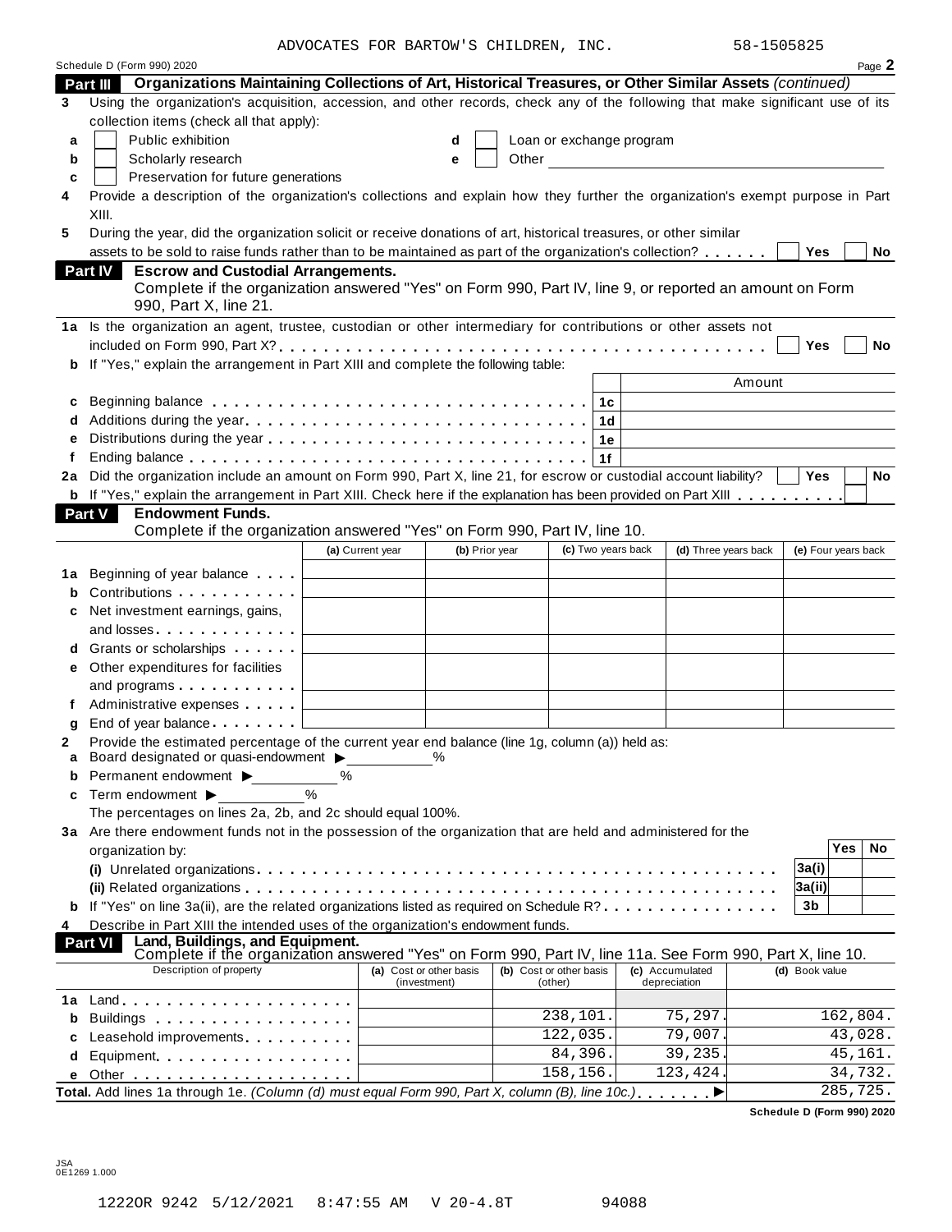ADVOCATES FOR BARTOW'S CHILDREN, INC. 58-1505825

Schedule D (Form 990) 2020

**Part III Organizations Maintaining Collections of Art, Historical Treasures, or Other Similar Assets** *(continued)*

**3** Using the organization's acquisition, accession, and other records, check any of the following that make significant use of its collection items (check all that apply):

- **a** ☐ Public exhibition
- **b** ☐ Scholarly research
- **c** ☐ Preservation for future generations
- **d** ☐ Loan or exchange program
- **e** ☐ Other

**4** Provide a description of the organization's collections and explain how they further the organization's exempt purpose in Part XIII.

**5** During the year, did the organization solicit or receive donations of art, historical treasures, or other similar assets to be sold to raise funds rather than to be maintained as part of the organization's collection? ☐ Yes ☐ No

**Part IV Escrow and Custodial Arrangements.**
Complete if the organization answered "Yes" on Form 990, Part IV, line 9, or reported an amount on Form 990, Part X, line 21.

**1a** Is the organization an agent, trustee, custodian or other intermediary for contributions or other assets not included on Form 990, Part X? ☐ Yes ☐ No

**b** If "Yes," explain the arrangement in Part XIII and complete the following table:

| | | | Amount |
|---|---|---|---|
| **c** | Beginning balance | 1c | |
| **d** | Additions during the year | 1d | |
| **e** | Distributions during the year | 1e | |
| **f** | Ending balance | 1f | |

**2a** Did the organization include an amount on Form 990, Part X, line 21, for escrow or custodial account liability? ☐ Yes ☐ No

**b** If "Yes," explain the arrangement in Part XIII. Check here if the explanation has been provided on Part XIII ☐

**Part V Endowment Funds.**
Complete if the organization answered "Yes" on Form 990, Part IV, line 10.

| | | (a) Current year | (b) Prior year | (c) Two years back | (d) Three years back | (e) Four years back |
|---|---|---|---|---|---|---|
| **1a** | Beginning of year balance | | | | | |
| **b** | Contributions | | | | | |
| **c** | Net investment earnings, gains, and losses | | | | | |
| **d** | Grants or scholarships | | | | | |
| **e** | Other expenditures for facilities and programs | | | | | |
| **f** | Administrative expenses | | | | | |
| **g** | End of year balance | | | | | |

**2** Provide the estimated percentage of the current year end balance (line 1g, column (a)) held as:

- **a** Board designated or quasi-endowment ▶ ______ %
- **b** Permanent endowment ▶ ______ %
- **c** Term endowment ▶ ______ %

The percentages on lines 2a, 2b, and 2c should equal 100%.

**3a** Are there endowment funds not in the possession of the organization that are held and administered for the organization by:

| | | | Yes | No |
|---|---|---|---|---|
| | **(i)** Unrelated organizations | 3a(i) | | |
| | **(ii)** Related organizations | 3a(ii) | | |
| **b** | If "Yes" on line 3a(ii), are the related organizations listed as required on Schedule R? | 3b | | |

**4** Describe in Part XIII the intended uses of the organization's endowment funds.

**Part VI Land, Buildings, and Equipment.**
Complete if the organization answered "Yes" on Form 990, Part IV, line 11a. See Form 990, Part X, line 10.

| Description of property | (a) Cost or other basis (investment) | (b) Cost or other basis (other) | (c) Accumulated depreciation | (d) Book value |
|---|---|---|---|---|
| **1a** Land | | | | |
| **b** Buildings | | 238,101. | 75,297. | 162,804. |
| **c** Leasehold improvements | | 122,035. | 79,007. | 43,028. |
| **d** Equipment | | 84,396. | 39,235. | 45,161. |
| **e** Other | | 158,156. | 123,424. | 34,732. |
| **Total.** Add lines 1a through 1e. *(Column (d) must equal Form 990, Part X, column (B), line 10c.)* ▶ | | | | 285,725. |

Schedule D (Form 990) 2020

JSA
0E1269 1.000

1222OR 9242 5/12/2021 8:47:55 AM V 20-4.8T 94088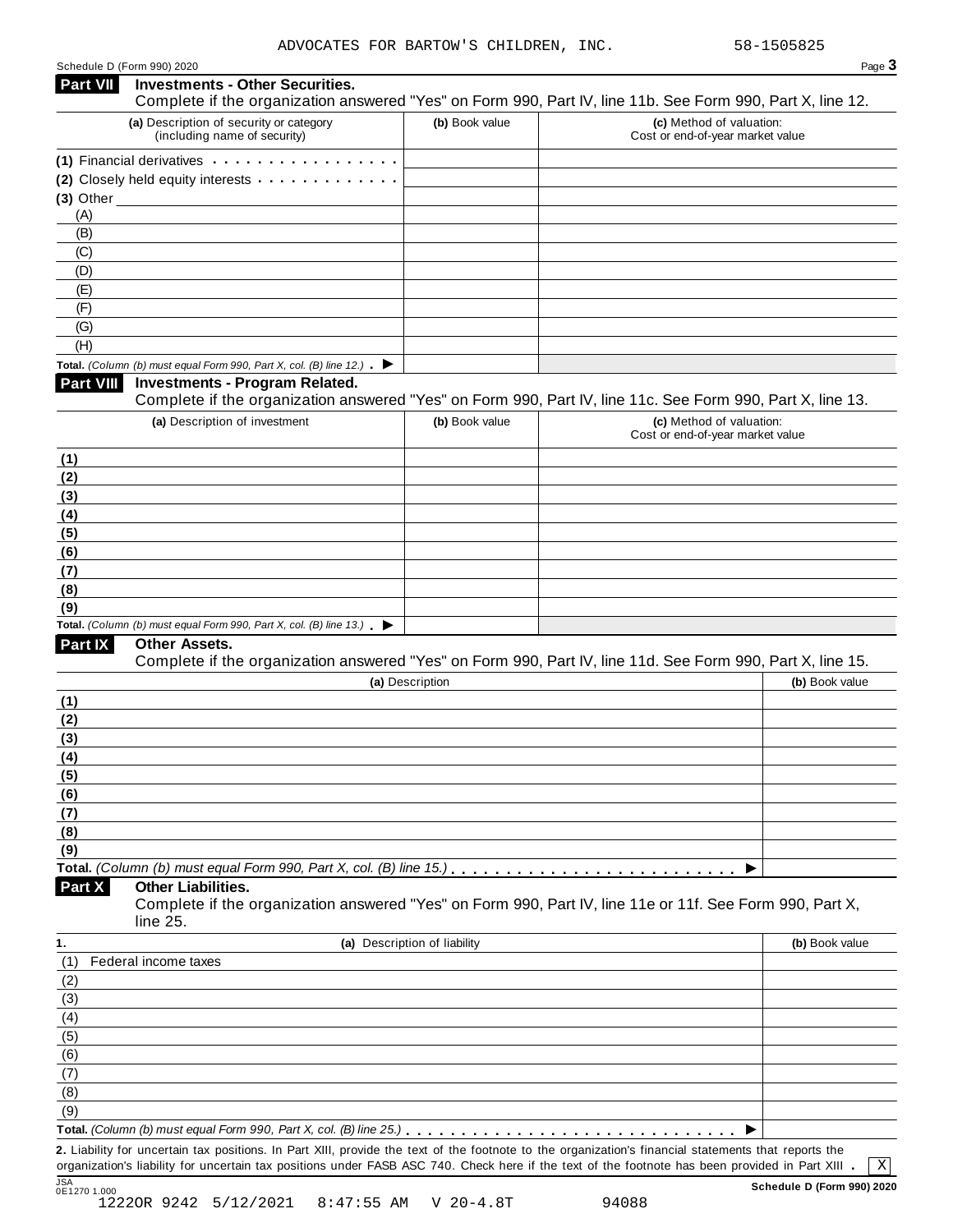ADVOCATES FOR BARTOW'S CHILDREN, INC. 58-1505825

Schedule D (Form 990) 2020

## Part VII Investments - Other Securities.

Complete if the organization answered "Yes" on Form 990, Part IV, line 11b. See Form 990, Part X, line 12.

| (a) Description of security or category (including name of security) | (b) Book value | (c) Method of valuation: Cost or end-of-year market value |
|---|---|---|
| (1) Financial derivatives | | |
| (2) Closely held equity interests | | |
| (3) Other | | |
| (A) | | |
| (B) | | |
| (C) | | |
| (D) | | |
| (E) | | |
| (F) | | |
| (G) | | |
| (H) | | |
| **Total.** *(Column (b) must equal Form 990, Part X, col. (B) line 12.)* ▶ | | |

## Part VIII Investments - Program Related.

Complete if the organization answered "Yes" on Form 990, Part IV, line 11c. See Form 990, Part X, line 13.

| (a) Description of investment | (b) Book value | (c) Method of valuation: Cost or end-of-year market value |
|---|---|---|
| (1) | | |
| (2) | | |
| (3) | | |
| (4) | | |
| (5) | | |
| (6) | | |
| (7) | | |
| (8) | | |
| (9) | | |
| **Total.** *(Column (b) must equal Form 990, Part X, col. (B) line 13.)* ▶ | | |

## Part IX Other Assets.

Complete if the organization answered "Yes" on Form 990, Part IV, line 11d. See Form 990, Part X, line 15.

| (a) Description | (b) Book value |
|---|---|
| (1) | |
| (2) | |
| (3) | |
| (4) | |
| (5) | |
| (6) | |
| (7) | |
| (8) | |
| (9) | |
| **Total.** *(Column (b) must equal Form 990, Part X, col. (B) line 15.)* ▶ | |

## Part X Other Liabilities.

Complete if the organization answered "Yes" on Form 990, Part IV, line 11e or 11f. See Form 990, Part X, line 25.

| 1. (a) Description of liability | (b) Book value |
|---|---|
| (1) Federal income taxes | |
| (2) | |
| (3) | |
| (4) | |
| (5) | |
| (6) | |
| (7) | |
| (8) | |
| (9) | |
| **Total.** *(Column (b) must equal Form 990, Part X, col. (B) line 25.)* ▶ | |

**2.** Liability for uncertain tax positions. In Part XIII, provide the text of the footnote to the organization's financial statements that reports the organization's liability for uncertain tax positions under FASB ASC 740. Check here if the text of the footnote has been provided in Part XIII . [X]

**Schedule D (Form 990) 2020**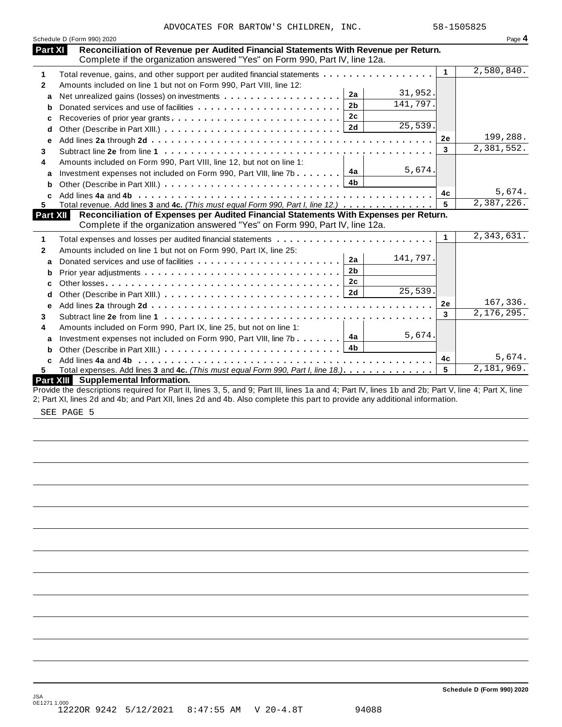ADVOCATES FOR BARTOW'S CHILDREN, INC. 58-1505825

Schedule D (Form 990) 2020 Page **4**

## Part XI Reconciliation of Revenue per Audited Financial Statements With Revenue per Return.

Complete if the organization answered "Yes" on Form 990, Part IV, line 12a.

| | | | | | |
|---|---|---|---|---|---|
| **1** | Total revenue, gains, and other support per audited financial statements | | | 1 | 2,580,840. |
| **2** | Amounts included on line 1 but not on Form 990, Part VIII, line 12: | | | | |
| **a** | Net unrealized gains (losses) on investments | 2a | 31,952. | | |
| **b** | Donated services and use of facilities | 2b | 141,797. | | |
| **c** | Recoveries of prior year grants | 2c | | | |
| **d** | Other (Describe in Part XIII.) | 2d | 25,539. | | |
| **e** | Add lines **2a** through **2d** | | | 2e | 199,288. |
| **3** | Subtract line **2e** from line **1** | | | 3 | 2,381,552. |
| **4** | Amounts included on Form 990, Part VIII, line 12, but not on line 1: | | | | |
| **a** | Investment expenses not included on Form 990, Part VIII, line 7b | 4a | 5,674. | | |
| **b** | Other (Describe in Part XIII.) | 4b | | | |
| **c** | Add lines **4a** and **4b** | | | 4c | 5,674. |
| **5** | Total revenue. Add lines **3** and **4c.** *(This must equal Form 990, Part I, line 12.)* | | | 5 | 2,387,226. |

## Part XII Reconciliation of Expenses per Audited Financial Statements With Expenses per Return.

Complete if the organization answered "Yes" on Form 990, Part IV, line 12a.

| | | | | | |
|---|---|---|---|---|---|
| **1** | Total expenses and losses per audited financial statements | | | 1 | 2,343,631. |
| **2** | Amounts included on line 1 but not on Form 990, Part IX, line 25: | | | | |
| **a** | Donated services and use of facilities | 2a | 141,797. | | |
| **b** | Prior year adjustments | 2b | | | |
| **c** | Other losses | 2c | | | |
| **d** | Other (Describe in Part XIII.) | 2d | 25,539. | | |
| **e** | Add lines **2a** through **2d** | | | 2e | 167,336. |
| **3** | Subtract line **2e** from line **1** | | | 3 | 2,176,295. |
| **4** | Amounts included on Form 990, Part IX, line 25, but not on line 1: | | | | |
| **a** | Investment expenses not included on Form 990, Part VIII, line 7b | 4a | 5,674. | | |
| **b** | Other (Describe in Part XIII.) | 4b | | | |
| **c** | Add lines **4a** and **4b** | | | 4c | 5,674. |
| **5** | Total expenses. Add lines **3** and **4c.** *(This must equal Form 990, Part I, line 18.)* | | | 5 | 2,181,969. |

## Part XIII Supplemental Information.

Provide the descriptions required for Part II, lines 3, 5, and 9; Part III, lines 1a and 4; Part IV, lines 1b and 2b; Part V, line 4; Part X, line 2; Part XI, lines 2d and 4b; and Part XII, lines 2d and 4b. Also complete this part to provide any additional information.

SEE PAGE 5

Schedule D (Form 990) 2020

JSA
0E1271 1.000
1222OR 9242 5/12/2021 8:47:55 AM V 20-4.8T 94088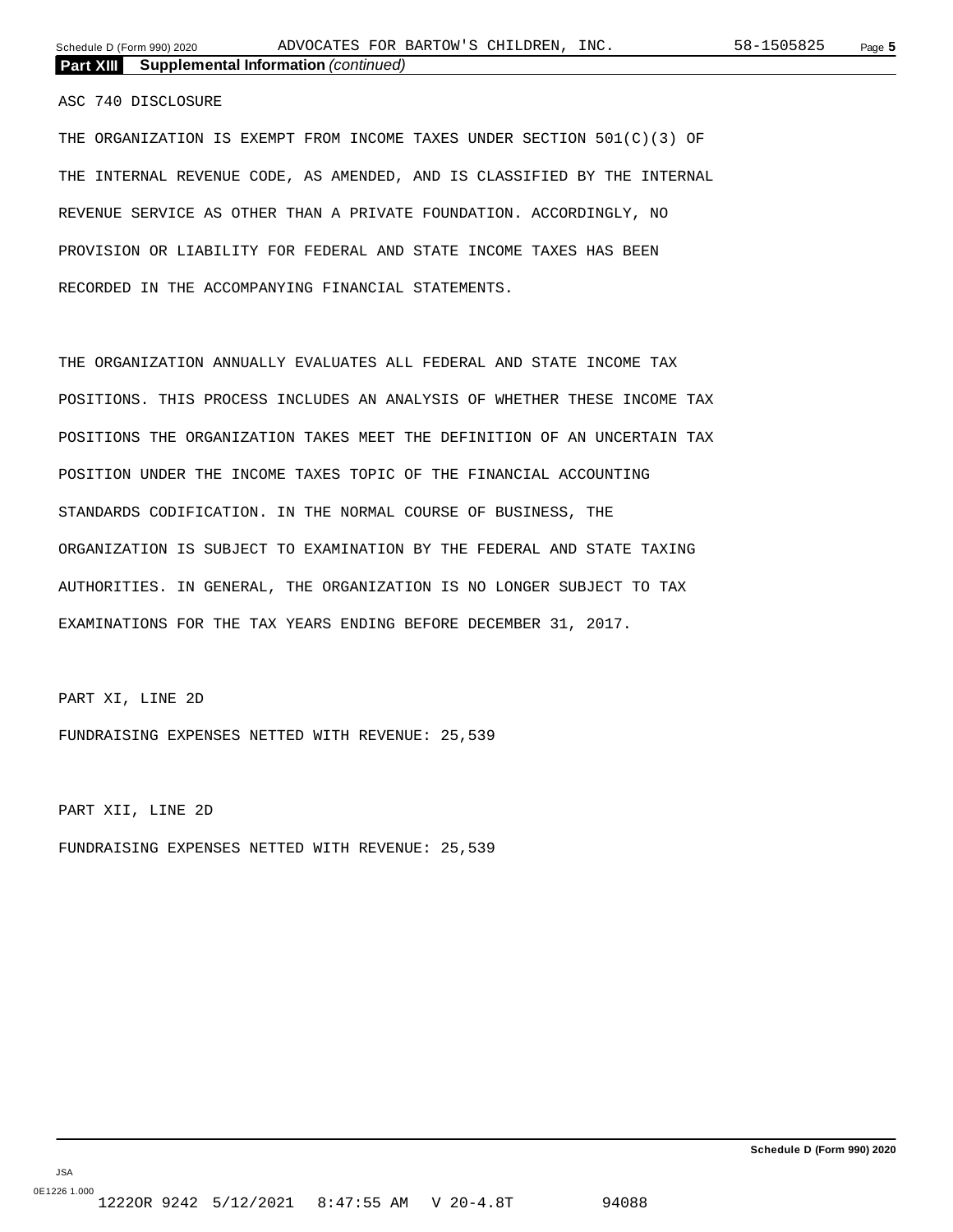## Part XIII Supplemental Information *(continued)*

ASC 740 DISCLOSURE

THE ORGANIZATION IS EXEMPT FROM INCOME TAXES UNDER SECTION 501(C)(3) OF THE INTERNAL REVENUE CODE, AS AMENDED, AND IS CLASSIFIED BY THE INTERNAL REVENUE SERVICE AS OTHER THAN A PRIVATE FOUNDATION. ACCORDINGLY, NO PROVISION OR LIABILITY FOR FEDERAL AND STATE INCOME TAXES HAS BEEN RECORDED IN THE ACCOMPANYING FINANCIAL STATEMENTS.

THE ORGANIZATION ANNUALLY EVALUATES ALL FEDERAL AND STATE INCOME TAX POSITIONS. THIS PROCESS INCLUDES AN ANALYSIS OF WHETHER THESE INCOME TAX POSITIONS THE ORGANIZATION TAKES MEET THE DEFINITION OF AN UNCERTAIN TAX POSITION UNDER THE INCOME TAXES TOPIC OF THE FINANCIAL ACCOUNTING STANDARDS CODIFICATION. IN THE NORMAL COURSE OF BUSINESS, THE ORGANIZATION IS SUBJECT TO EXAMINATION BY THE FEDERAL AND STATE TAXING AUTHORITIES. IN GENERAL, THE ORGANIZATION IS NO LONGER SUBJECT TO TAX EXAMINATIONS FOR THE TAX YEARS ENDING BEFORE DECEMBER 31, 2017.

PART XI, LINE 2D

FUNDRAISING EXPENSES NETTED WITH REVENUE: 25,539

PART XII, LINE 2D

FUNDRAISING EXPENSES NETTED WITH REVENUE: 25,539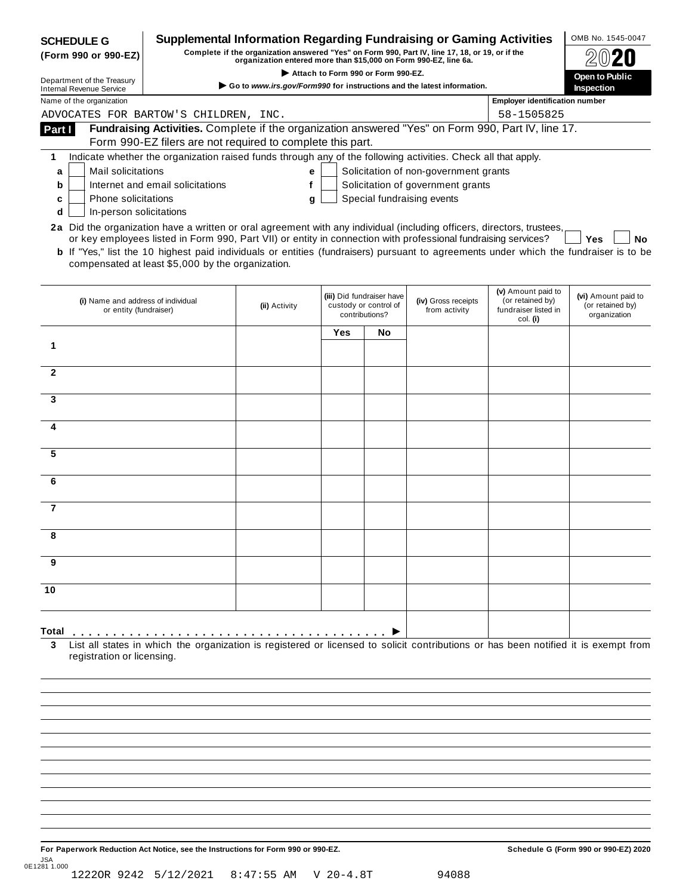**SCHEDULE G (Form 990 or 990-EZ)**

Department of the Treasury
Internal Revenue Service

# Supplemental Information Regarding Fundraising or Gaming Activities

**Complete if the organization answered "Yes" on Form 990, Part IV, line 17, 18, or 19, or if the organization entered more than $15,000 on Form 990-EZ, line 6a.**

**▶ Attach to Form 990 or Form 990-EZ.**

**▶ Go to *www.irs.gov/Form990* for instructions and the latest information.**

OMB No. 1545-0047

**2020**

**Open to Public Inspection**

Name of the organization: ADVOCATES FOR BARTOW'S CHILDREN, INC.

Employer identification number: 58-1505825

## Part I Fundraising Activities. Complete if the organization answered "Yes" on Form 990, Part IV, line 17. Form 990-EZ filers are not required to complete this part.

1 Indicate whether the organization raised funds through any of the following activities. Check all that apply.

- a ☐ Mail solicitations
- b ☐ Internet and email solicitations
- c ☐ Phone solicitations
- d ☐ In-person solicitations
- e ☐ Solicitation of non-government grants
- f ☐ Solicitation of government grants
- g ☐ Special fundraising events

**2a** Did the organization have a written or oral agreement with any individual (including officers, directors, trustees, or key employees listed in Form 990, Part VII) or entity in connection with professional fundraising services? ☐ Yes ☐ No

**b** If "Yes," list the 10 highest paid individuals or entities (fundraisers) pursuant to agreements under which the fundraiser is to be compensated at least $5,000 by the organization.

| | (i) Name and address of individual or entity (fundraiser) | (ii) Activity | (iii) Did fundraiser have custody or control of contributions? | | (iv) Gross receipts from activity | (v) Amount paid to (or retained by) fundraiser listed in col. (i) | (vi) Amount paid to (or retained by) organization |
|---|---|---|---|---|---|---|---|
| | | | Yes | No | | | |
| 1 | | | | | | | |
| 2 | | | | | | | |
| 3 | | | | | | | |
| 4 | | | | | | | |
| 5 | | | | | | | |
| 6 | | | | | | | |
| 7 | | | | | | | |
| 8 | | | | | | | |
| 9 | | | | | | | |
| 10 | | | | | | | |
| **Total** ▶ | | | | | | | |

**3** List all states in which the organization is registered or licensed to solicit contributions or has been notified it is exempt from registration or licensing.

**For Paperwork Reduction Act Notice, see the Instructions for Form 990 or 990-EZ.** **Schedule G (Form 990 or 990-EZ) 2020**

JSA
0E1281 1.000
1222OR 9242 5/12/2021 8:47:55 AM V 20-4.8T 94088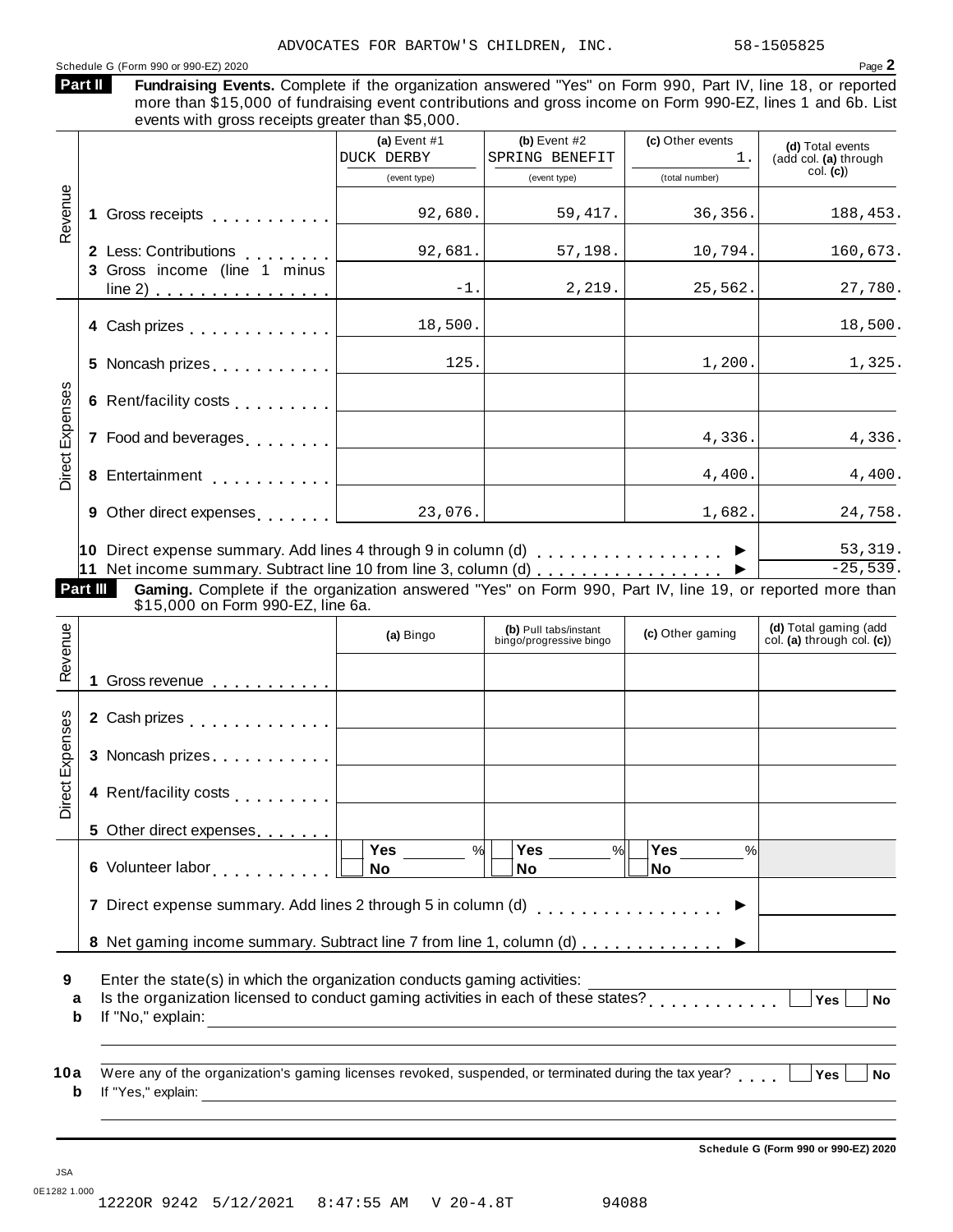ADVOCATES FOR BARTOW'S CHILDREN, INC. 58-1505825

Schedule G (Form 990 or 990-EZ) 2020 Page **2**

**Part II** **Fundraising Events.** Complete if the organization answered "Yes" on Form 990, Part IV, line 18, or reported more than $15,000 of fundraising event contributions and gross income on Form 990-EZ, lines 1 and 6b. List events with gross receipts greater than $5,000.

| | | (a) Event #1 DUCK DERBY (event type) | (b) Event #2 SPRING BENEFIT (event type) | (c) Other events 1. (total number) | (d) Total events (add col. (a) through col. (c)) |
|---|---|---|---|---|---|
| Revenue | 1 Gross receipts | 92,680. | 59,417. | 36,356. | 188,453. |
| | 2 Less: Contributions | 92,681. | 57,198. | 10,794. | 160,673. |
| | 3 Gross income (line 1 minus line 2) | -1. | 2,219. | 25,562. | 27,780. |
| Direct Expenses | 4 Cash prizes | 18,500. | | | 18,500. |
| | 5 Noncash prizes | 125. | | 1,200. | 1,325. |
| | 6 Rent/facility costs | | | | |
| | 7 Food and beverages | | | 4,336. | 4,336. |
| | 8 Entertainment | | | 4,400. | 4,400. |
| | 9 Other direct expenses | 23,076. | | 1,682. | 24,758. |
| | 10 Direct expense summary. Add lines 4 through 9 in column (d) ▶ | | | | 53,319. |
| | 11 Net income summary. Subtract line 10 from line 3, column (d) ▶ | | | | -25,539. |

**Part III** **Gaming.** Complete if the organization answered "Yes" on Form 990, Part IV, line 19, or reported more than $15,000 on Form 990-EZ, line 6a.

| | | (a) Bingo | (b) Pull tabs/instant bingo/progressive bingo | (c) Other gaming | (d) Total gaming (add col. (a) through col. (c)) |
|---|---|---|---|---|---|
| Revenue | 1 Gross revenue | | | | |
| Direct Expenses | 2 Cash prizes | | | | |
| | 3 Noncash prizes | | | | |
| | 4 Rent/facility costs | | | | |
| | 5 Other direct expenses | | | | |
| | 6 Volunteer labor | Yes ___ % No | Yes ___ % No | Yes ___ % No | |
| | 7 Direct expense summary. Add lines 2 through 5 in column (d) ▶ | | | | |
| | 8 Net gaming income summary. Subtract line 7 from line 1, column (d) ▶ | | | | |

**9** Enter the state(s) in which the organization conducts gaming activities: ____________

**a** Is the organization licensed to conduct gaming activities in each of these states? ☐ Yes ☐ No

**b** If "No," explain: ____________

**10a** Were any of the organization's gaming licenses revoked, suspended, or terminated during the tax year? ☐ Yes ☐ No

**b** If "Yes," explain: ____________

**Schedule G (Form 990 or 990-EZ) 2020**

JSA
0E1282 1.000
1222OR 9242 5/12/2021 8:47:55 AM V 20-4.8T 94088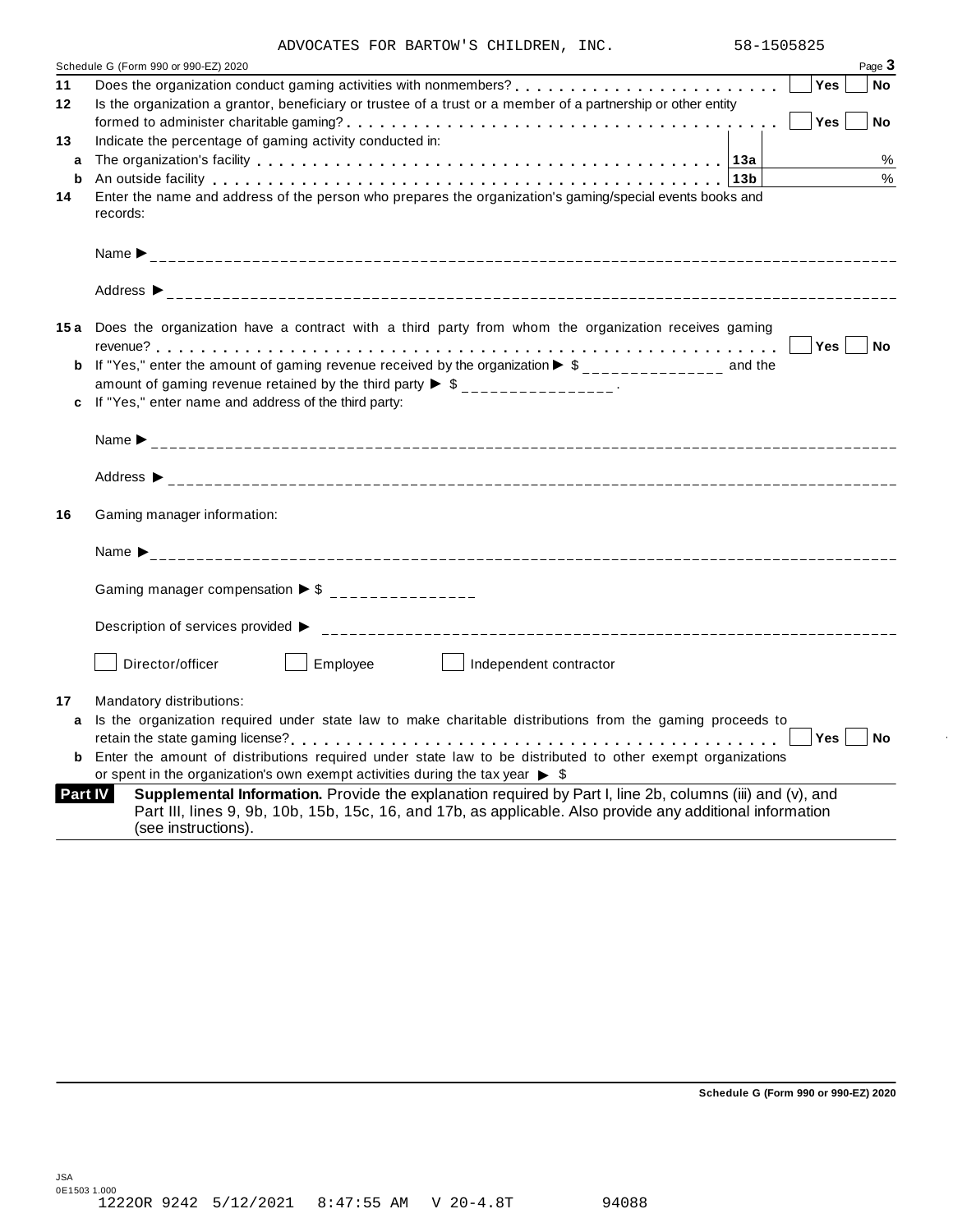ADVOCATES FOR BARTOW'S CHILDREN, INC. 58-1505825

Schedule G (Form 990 or 990-EZ) 2020 Page **3**

**11** Does the organization conduct gaming activities with nonmembers? . . . . . . . . . . . . . . . . . . . . . . . . ☐ Yes ☐ No

**12** Is the organization a grantor, beneficiary or trustee of a trust or a member of a partnership or other entity formed to administer charitable gaming? . . . . . . . . . . . . . . . . . . . . . . . . . . . . . . . . . . . . . ☐ Yes ☐ No

**13** Indicate the percentage of gaming activity conducted in:

**a** The organization's facility . . . . . . . . . . . . . . . . . . . . . . . . . . . . . . . . . . . . . . . . . . . **13a** %

**b** An outside facility . . . . . . . . . . . . . . . . . . . . . . . . . . . . . . . . . . . . . . . . . . . . . . . **13b** %

**14** Enter the name and address of the person who prepares the organization's gaming/special events books and records:

Name ▶ ___

Address ▶ ___

**15a** Does the organization have a contract with a third party from whom the organization receives gaming revenue? . . . . . . . . . . . . . . . . . . . . . . . . . . . . . . . . . . . . . . . . . . . . . . . . . . . . . . . . ☐ Yes ☐ No

**b** If "Yes," enter the amount of gaming revenue received by the organization ▶ $ ___ and the amount of gaming revenue retained by the third party ▶ $ ___.

**c** If "Yes," enter name and address of the third party:

Name ▶ ___

Address ▶ ___

**16** Gaming manager information:

Name ▶ ___

Gaming manager compensation ▶ $ ___

Description of services provided ▶ ___

☐ Director/officer ☐ Employee ☐ Independent contractor

**17** Mandatory distributions:

**a** Is the organization required under state law to make charitable distributions from the gaming proceeds to retain the state gaming license? . . . . . . . . . . . . . . . . . . . . . . . . . . . . . . . . . . . . . . . . . . . ☐ Yes ☐ No

**b** Enter the amount of distributions required under state law to be distributed to other exempt organizations or spent in the organization's own exempt activities during the tax year ▶ $

**Part IV** **Supplemental Information.** Provide the explanation required by Part I, line 2b, columns (iii) and (v), and Part III, lines 9, 9b, 10b, 15b, 15c, 16, and 17b, as applicable. Also provide any additional information (see instructions).

**Schedule G (Form 990 or 990-EZ) 2020**

JSA
0E1503 1.000
1222OR 9242 5/12/2021 8:47:55 AM V 20-4.8T 94088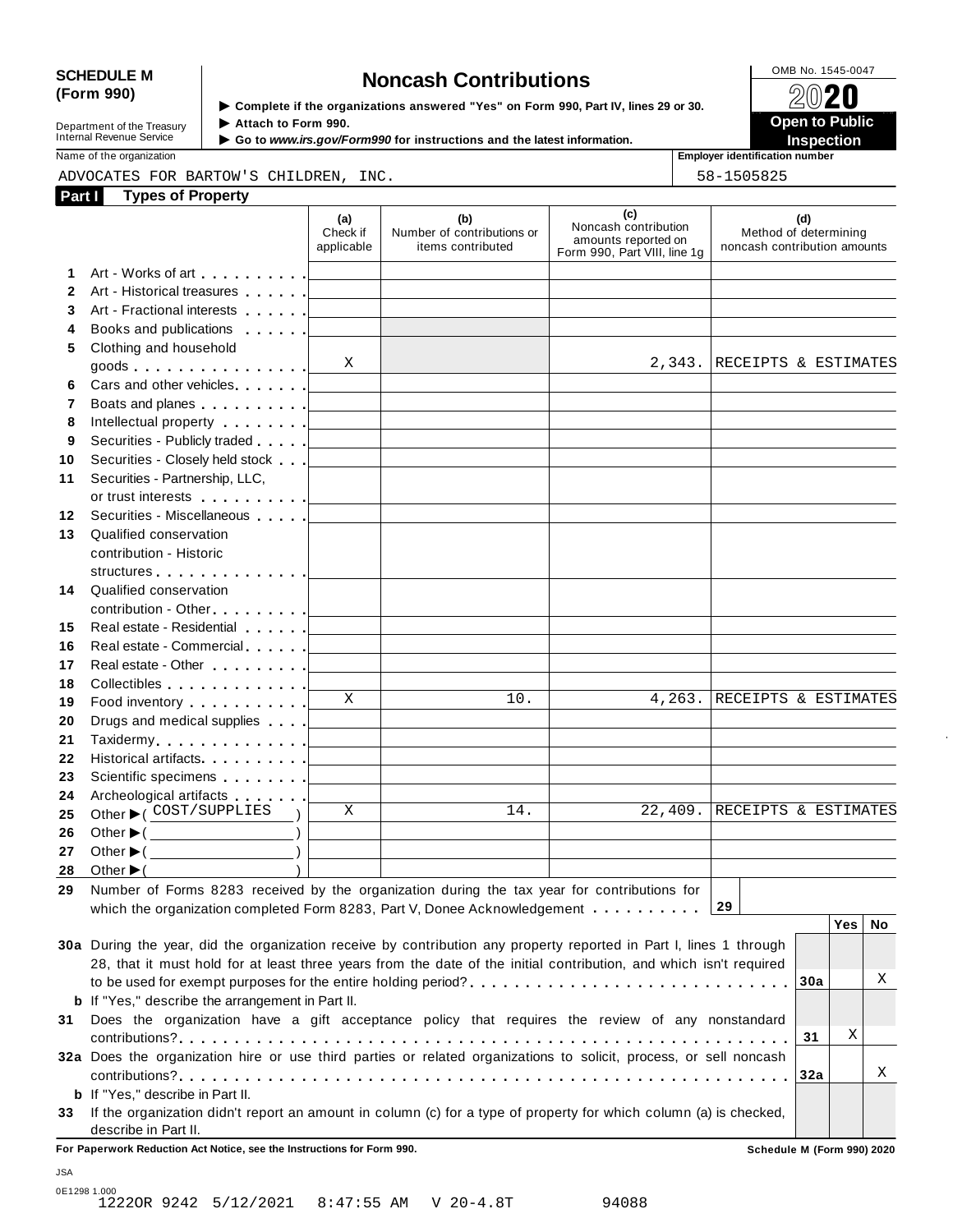**SCHEDULE M (Form 990)**

Department of the Treasury
Internal Revenue Service

# Noncash Contributions

▶ Complete if the organizations answered "Yes" on Form 990, Part IV, lines 29 or 30.
▶ Attach to Form 990.
▶ Go to *www.irs.gov/Form990* for instructions and the latest information.

OMB No. 1545-0047

**2020**

**Open to Public Inspection**

Name of the organization: ADVOCATES FOR BARTOW'S CHILDREN, INC.

Employer identification number: 58-1505825

## Part I Types of Property

| | | (a) Check if applicable | (b) Number of contributions or items contributed | (c) Noncash contribution amounts reported on Form 990, Part VIII, line 1g | (d) Method of determining noncash contribution amounts |
|---|---|---|---|---|---|
| 1 | Art - Works of art | | | | |
| 2 | Art - Historical treasures | | | | |
| 3 | Art - Fractional interests | | | | |
| 4 | Books and publications | | | | |
| 5 | Clothing and household goods | X | | 2,343. | RECEIPTS & ESTIMATES |
| 6 | Cars and other vehicles | | | | |
| 7 | Boats and planes | | | | |
| 8 | Intellectual property | | | | |
| 9 | Securities - Publicly traded | | | | |
| 10 | Securities - Closely held stock | | | | |
| 11 | Securities - Partnership, LLC, or trust interests | | | | |
| 12 | Securities - Miscellaneous | | | | |
| 13 | Qualified conservation contribution - Historic structures | | | | |
| 14 | Qualified conservation contribution - Other | | | | |
| 15 | Real estate - Residential | | | | |
| 16 | Real estate - Commercial | | | | |
| 17 | Real estate - Other | | | | |
| 18 | Collectibles | | | | |
| 19 | Food inventory | X | 10. | 4,263. | RECEIPTS & ESTIMATES |
| 20 | Drugs and medical supplies | | | | |
| 21 | Taxidermy | | | | |
| 22 | Historical artifacts | | | | |
| 23 | Scientific specimens | | | | |
| 24 | Archeological artifacts | | | | |
| 25 | Other ▶ ( COST/SUPPLIES ) | X | 14. | 22,409. | RECEIPTS & ESTIMATES |
| 26 | Other ▶ ( ) | | | | |
| 27 | Other ▶ ( ) | | | | |
| 28 | Other ▶ ( ) | | | | |

**29** Number of Forms 8283 received by the organization during the tax year for contributions for which the organization completed Form 8283, Part V, Donee Acknowledgement . . . . . . . . . . **29**

| | | | Yes | No |
|---|---|---|---|---|
| **30a** | During the year, did the organization receive by contribution any property reported in Part I, lines 1 through 28, that it must hold for at least three years from the date of the initial contribution, and which isn't required to be used for exempt purposes for the entire holding period? | 30a | | X |
| **b** | If "Yes," describe the arrangement in Part II. | | | |
| **31** | Does the organization have a gift acceptance policy that requires the review of any nonstandard contributions? | 31 | X | |
| **32a** | Does the organization hire or use third parties or related organizations to solicit, process, or sell noncash contributions? | 32a | | X |
| **b** | If "Yes," describe in Part II. | | | |
| **33** | If the organization didn't report an amount in column (c) for a type of property for which column (a) is checked, describe in Part II. | | | |

**For Paperwork Reduction Act Notice, see the Instructions for Form 990.** **Schedule M (Form 990) 2020**

JSA
0E1298 1.000
1222OR 9242 5/12/2021 8:47:55 AM V 20-4.8T 94088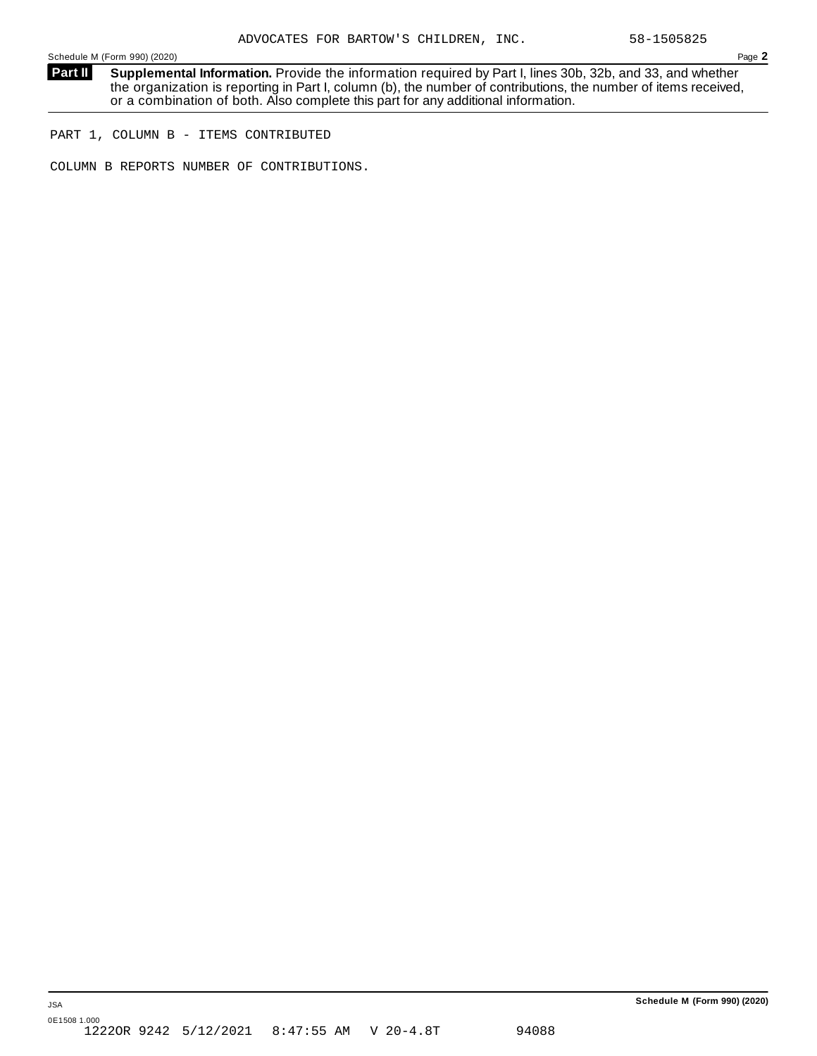ADVOCATES FOR BARTOW'S CHILDREN, INC. 58-1505825

Schedule M (Form 990) (2020) Page **2**

**Part II** **Supplemental Information.** Provide the information required by Part I, lines 30b, 32b, and 33, and whether the organization is reporting in Part I, column (b), the number of contributions, the number of items received, or a combination of both. Also complete this part for any additional information.

PART 1, COLUMN B - ITEMS CONTRIBUTED

COLUMN B REPORTS NUMBER OF CONTRIBUTIONS.

JSA

0E1508 1.000

1222OR 9242 5/12/2021 8:47:55 AM V 20-4.8T 94088

**Schedule M (Form 990) (2020)**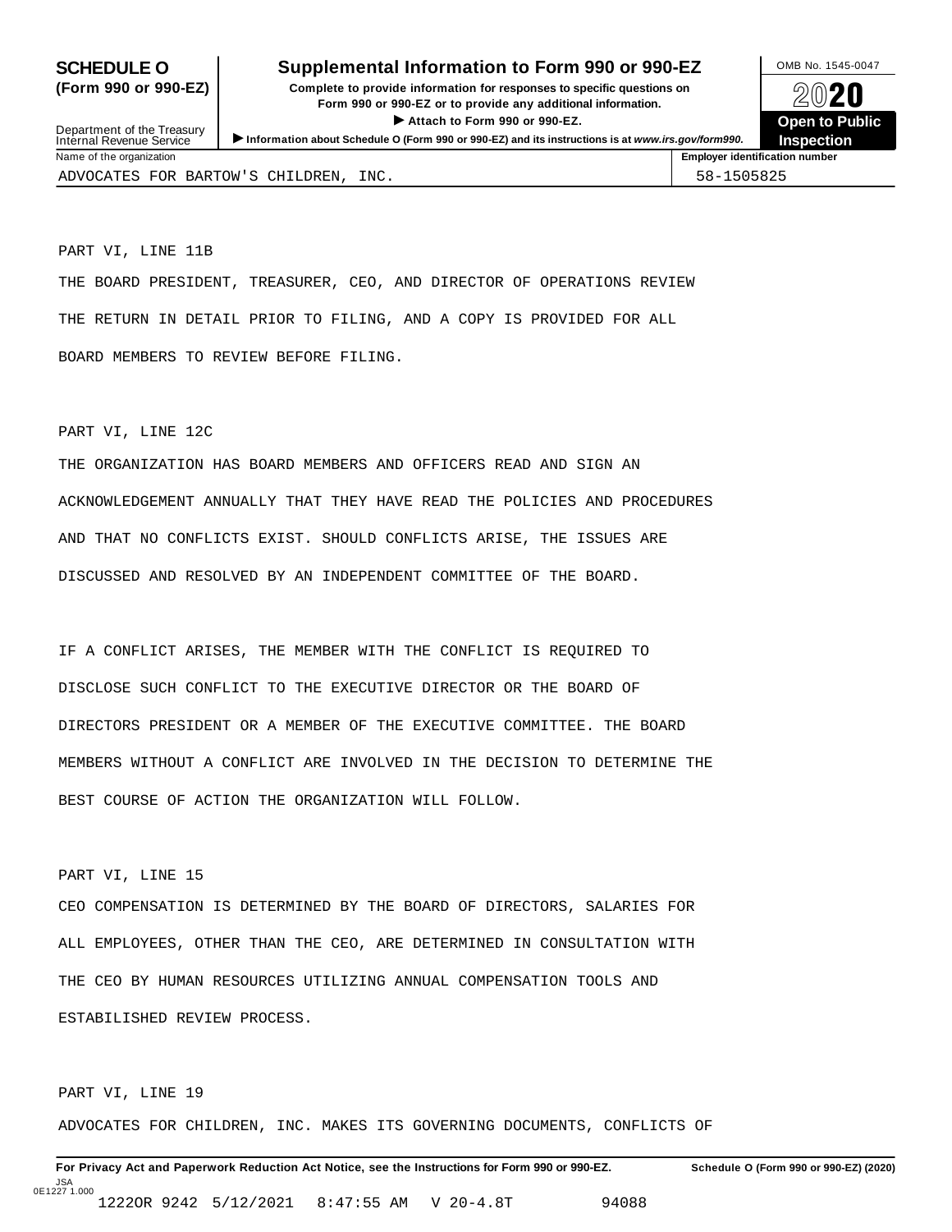# SCHEDULE O (Form 990 or 990-EZ)

## Supplemental Information to Form 990 or 990-EZ

**Complete to provide information for responses to specific questions on Form 990 or 990-EZ or to provide any additional information.**

▶ **Attach to Form 990 or 990-EZ.**

▶ **Information about Schedule O (Form 990 or 990-EZ) and its instructions is at www.irs.gov/form990.**

Department of the Treasury
Internal Revenue Service

OMB No. 1545-0047

**2020**

**Open to Public Inspection**

| Name of the organization | Employer identification number |
|---|---|
| ADVOCATES FOR BARTOW'S CHILDREN, INC. | 58-1505825 |

PART VI, LINE 11B

THE BOARD PRESIDENT, TREASURER, CEO, AND DIRECTOR OF OPERATIONS REVIEW THE RETURN IN DETAIL PRIOR TO FILING, AND A COPY IS PROVIDED FOR ALL BOARD MEMBERS TO REVIEW BEFORE FILING.

PART VI, LINE 12C

THE ORGANIZATION HAS BOARD MEMBERS AND OFFICERS READ AND SIGN AN ACKNOWLEDGEMENT ANNUALLY THAT THEY HAVE READ THE POLICIES AND PROCEDURES AND THAT NO CONFLICTS EXIST. SHOULD CONFLICTS ARISE, THE ISSUES ARE DISCUSSED AND RESOLVED BY AN INDEPENDENT COMMITTEE OF THE BOARD.

IF A CONFLICT ARISES, THE MEMBER WITH THE CONFLICT IS REQUIRED TO DISCLOSE SUCH CONFLICT TO THE EXECUTIVE DIRECTOR OR THE BOARD OF DIRECTORS PRESIDENT OR A MEMBER OF THE EXECUTIVE COMMITTEE. THE BOARD MEMBERS WITHOUT A CONFLICT ARE INVOLVED IN THE DECISION TO DETERMINE THE BEST COURSE OF ACTION THE ORGANIZATION WILL FOLLOW.

PART VI, LINE 15

CEO COMPENSATION IS DETERMINED BY THE BOARD OF DIRECTORS, SALARIES FOR ALL EMPLOYEES, OTHER THAN THE CEO, ARE DETERMINED IN CONSULTATION WITH THE CEO BY HUMAN RESOURCES UTILIZING ANNUAL COMPENSATION TOOLS AND ESTABILISHED REVIEW PROCESS.

PART VI, LINE 19

ADVOCATES FOR CHILDREN, INC. MAKES ITS GOVERNING DOCUMENTS, CONFLICTS OF

**For Privacy Act and Paperwork Reduction Act Notice, see the Instructions for Form 990 or 990-EZ.** **Schedule O (Form 990 or 990-EZ) (2020)**

JSA
0E1227 1.000
1222OR 9242 5/12/2021 8:47:55 AM V 20-4.8T 94088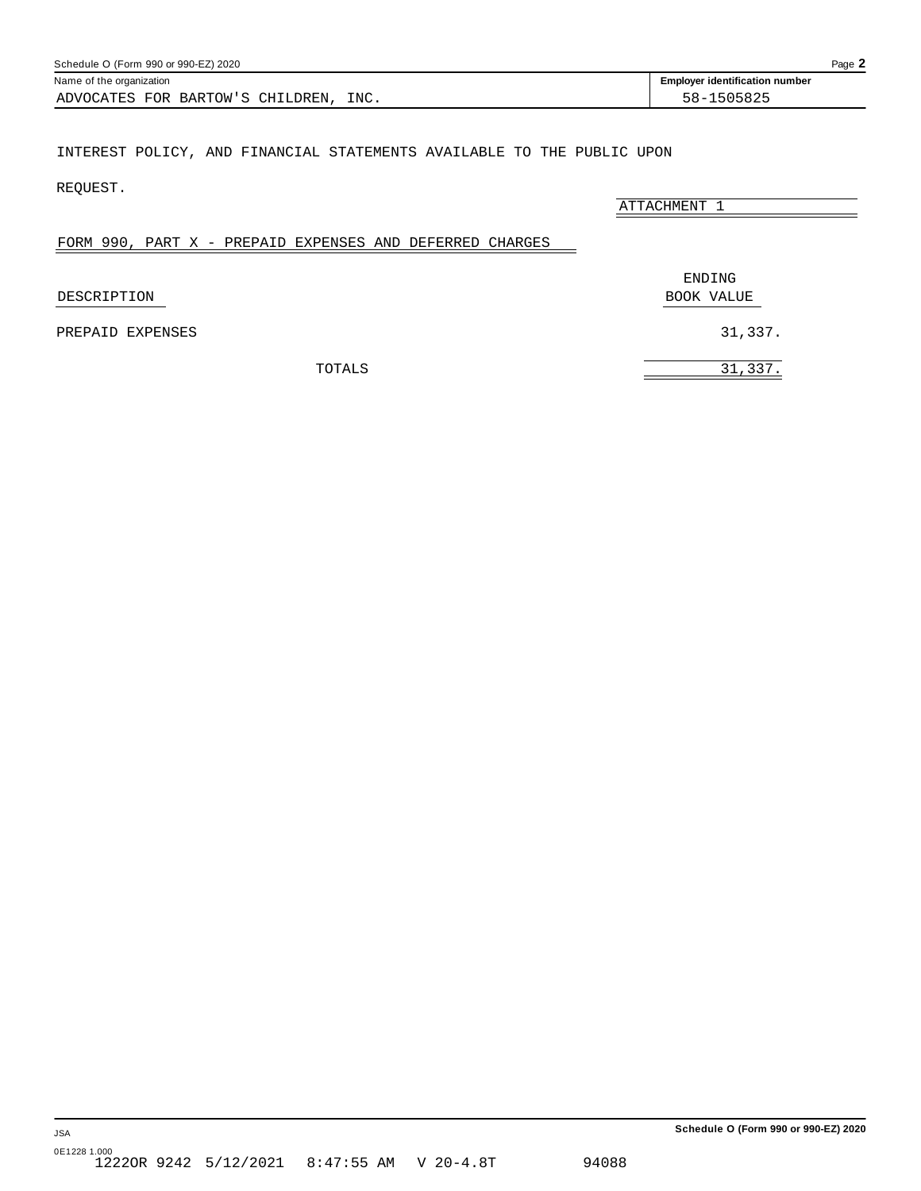Name of the organization: ADVOCATES FOR BARTOW'S CHILDREN, INC.

Employer identification number: 58-1505825

INTEREST POLICY, AND FINANCIAL STATEMENTS AVAILABLE TO THE PUBLIC UPON REQUEST.

ATTACHMENT 1

FORM 990, PART X - PREPAID EXPENSES AND DEFERRED CHARGES

| DESCRIPTION | ENDING BOOK VALUE |
|---|---|
| PREPAID EXPENSES | 31,337. |
| TOTALS | 31,337. |